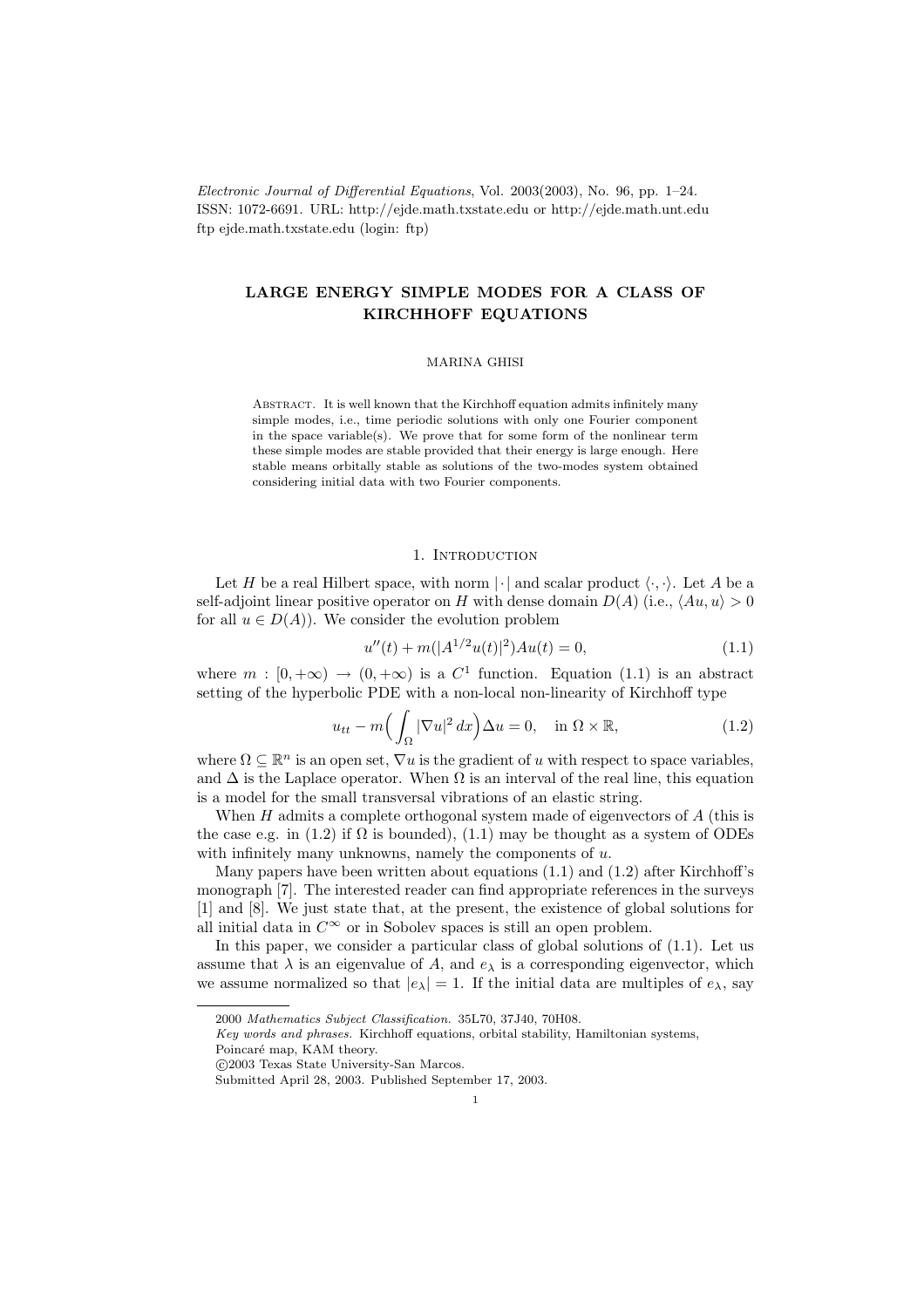*Electronic Journal of Differential Equations*, Vol. 2003(2003), No. 96, pp. 1–24.
ISSN: 1072-6691. URL: http://ejde.math.txstate.edu or http://ejde.math.unt.edu
ftp ejde.math.txstate.edu (login: ftp)

# LARGE ENERGY SIMPLE MODES FOR A CLASS OF KIRCHHOFF EQUATIONS

MARINA GHISI

Abstract. It is well known that the Kirchhoff equation admits infinitely many simple modes, i.e., time periodic solutions with only one Fourier component in the space variable(s). We prove that for some form of the nonlinear term these simple modes are stable provided that their energy is large enough. Here stable means orbitally stable as solutions of the two-modes system obtained considering initial data with two Fourier components.

## 1. Introduction

Let $H$ be a real Hilbert space, with norm $|\cdot|$ and scalar product $\langle\cdot,\cdot\rangle$. Let $A$ be a self-adjoint linear positive operator on $H$ with dense domain $D(A)$ (i.e., $\langle Au, u\rangle > 0$ for all $u \in D(A)$). We consider the evolution problem

$$u''(t) + m(|A^{1/2}u(t)|^2)Au(t) = 0, \tag{1.1}$$

where $m : [0,+\infty) \to (0,+\infty)$ is a $C^1$ function. Equation (1.1) is an abstract setting of the hyperbolic PDE with a non-local non-linearity of Kirchhoff type

$$u_{tt} - m\Big(\int_\Omega |\nabla u|^2\,dx\Big)\Delta u = 0, \quad \text{in } \Omega\times\mathbb{R}, \tag{1.2}$$

where $\Omega \subseteq \mathbb{R}^n$ is an open set, $\nabla u$ is the gradient of $u$ with respect to space variables, and $\Delta$ is the Laplace operator. When $\Omega$ is an interval of the real line, this equation is a model for the small transversal vibrations of an elastic string.

When $H$ admits a complete orthogonal system made of eigenvectors of $A$ (this is the case e.g. in (1.2) if $\Omega$ is bounded), (1.1) may be thought as a system of ODEs with infinitely many unknowns, namely the components of $u$.

Many papers have been written about equations (1.1) and (1.2) after Kirchhoff's monograph [7]. The interested reader can find appropriate references in the surveys [1] and [8]. We just state that, at the present, the existence of global solutions for all initial data in $C^\infty$ or in Sobolev spaces is still an open problem.

In this paper, we consider a particular class of global solutions of (1.1). Let us assume that $\lambda$ is an eigenvalue of $A$, and $e_\lambda$ is a corresponding eigenvector, which we assume normalized so that $|e_\lambda| = 1$. If the initial data are multiples of $e_\lambda$, say

---

2000 *Mathematics Subject Classification.* 35L70, 37J40, 70H08.
*Key words and phrases.* Kirchhoff equations, orbital stability, Hamiltonian systems, Poincaré map, KAM theory.
©2003 Texas State University-San Marcos.
Submitted April 28, 2003. Published September 17, 2003.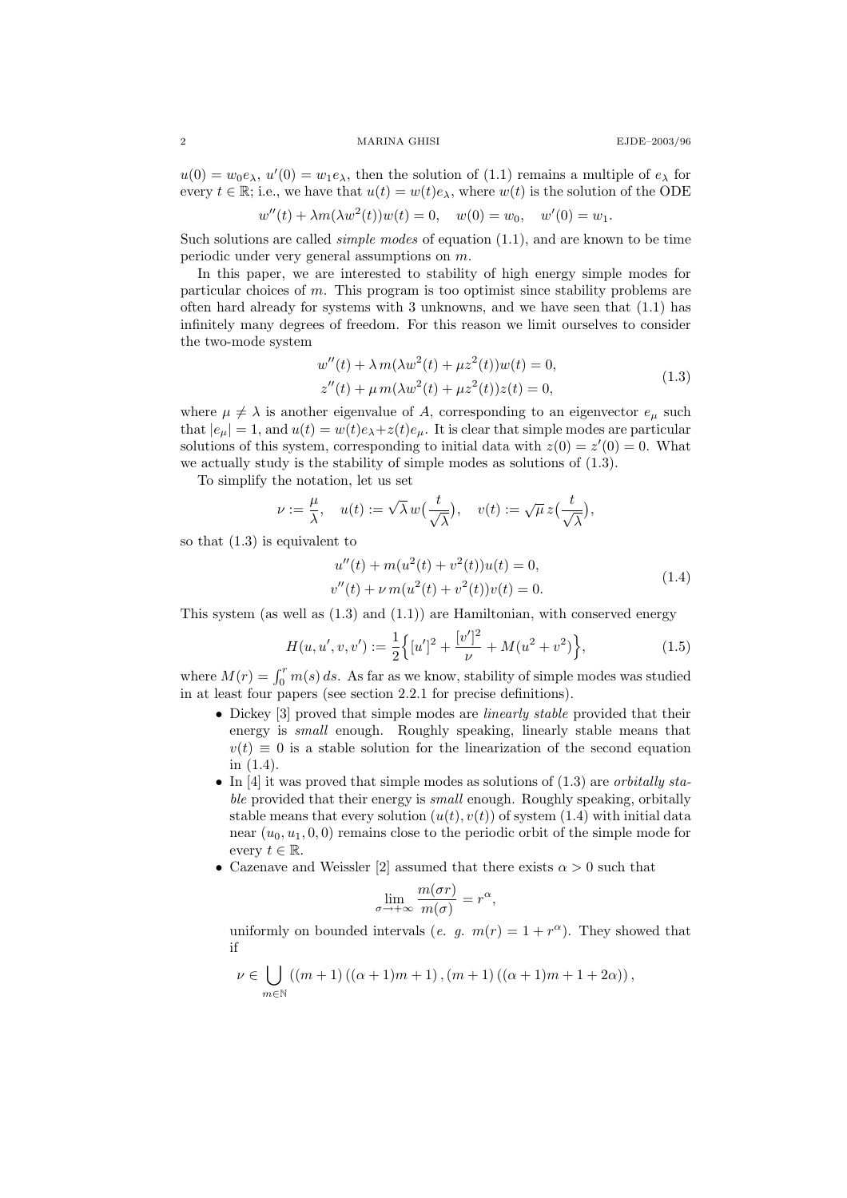$u(0) = w_0 e_\lambda$, $u'(0) = w_1 e_\lambda$, then the solution of (1.1) remains a multiple of $e_\lambda$ for every $t \in \mathbb{R}$; i.e., we have that $u(t) = w(t)e_\lambda$, where $w(t)$ is the solution of the ODE

$$w''(t) + \lambda m(\lambda w^2(t))w(t) = 0, \quad w(0) = w_0, \quad w'(0) = w_1.$$

Such solutions are called *simple modes* of equation (1.1), and are known to be time periodic under very general assumptions on $m$.

In this paper, we are interested to stability of high energy simple modes for particular choices of $m$. This program is too optimist since stability problems are often hard already for systems with 3 unknowns, and we have seen that (1.1) has infinitely many degrees of freedom. For this reason we limit ourselves to consider the two-mode system

$$\begin{aligned} w''(t) + \lambda\, m(\lambda w^2(t) + \mu z^2(t))w(t) = 0, \\ z''(t) + \mu\, m(\lambda w^2(t) + \mu z^2(t))z(t) = 0, \end{aligned} \tag{1.3}$$

where $\mu \neq \lambda$ is another eigenvalue of $A$, corresponding to an eigenvector $e_\mu$ such that $|e_\mu| = 1$, and $u(t) = w(t)e_\lambda + z(t)e_\mu$. It is clear that simple modes are particular solutions of this system, corresponding to initial data with $z(0) = z'(0) = 0$. What we actually study is the stability of simple modes as solutions of (1.3).

To simplify the notation, let us set

$$\nu := \frac{\mu}{\lambda}, \quad u(t) := \sqrt{\lambda}\, w\big(\frac{t}{\sqrt{\lambda}}\big), \quad v(t) := \sqrt{\mu}\, z\big(\frac{t}{\sqrt{\lambda}}\big),$$

so that (1.3) is equivalent to

$$\begin{aligned} u''(t) + m(u^2(t) + v^2(t))u(t) = 0, \\ v''(t) + \nu\, m(u^2(t) + v^2(t))v(t) = 0. \end{aligned} \tag{1.4}$$

This system (as well as (1.3) and (1.1)) are Hamiltonian, with conserved energy

$$H(u, u', v, v') := \frac{1}{2}\Big\{[u']^2 + \frac{[v']^2}{\nu} + M(u^2 + v^2)\Big\}, \tag{1.5}$$

where $M(r) = \int_0^r m(s)\, ds$. As far as we know, stability of simple modes was studied in at least four papers (see section 2.2.1 for precise definitions).

- Dickey [3] proved that simple modes are *linearly stable* provided that their energy is *small* enough. Roughly speaking, linearly stable means that $v(t) \equiv 0$ is a stable solution for the linearization of the second equation in (1.4).
- In [4] it was proved that simple modes as solutions of (1.3) are *orbitally stable* provided that their energy is *small* enough. Roughly speaking, orbitally stable means that every solution $(u(t), v(t))$ of system (1.4) with initial data near $(u_0, u_1, 0, 0)$ remains close to the periodic orbit of the simple mode for every $t \in \mathbb{R}$.
- Cazenave and Weissler [2] assumed that there exists $\alpha > 0$ such that

$$\lim_{\sigma \to +\infty} \frac{m(\sigma r)}{m(\sigma)} = r^\alpha,$$

uniformly on bounded intervals (*e. g.* $m(r) = 1 + r^\alpha$). They showed that if

$$\nu \in \bigcup_{m \in \mathbb{N}} \left((m+1)\left((\alpha+1)m + 1\right), (m+1)\left((\alpha+1)m + 1 + 2\alpha\right)\right),$$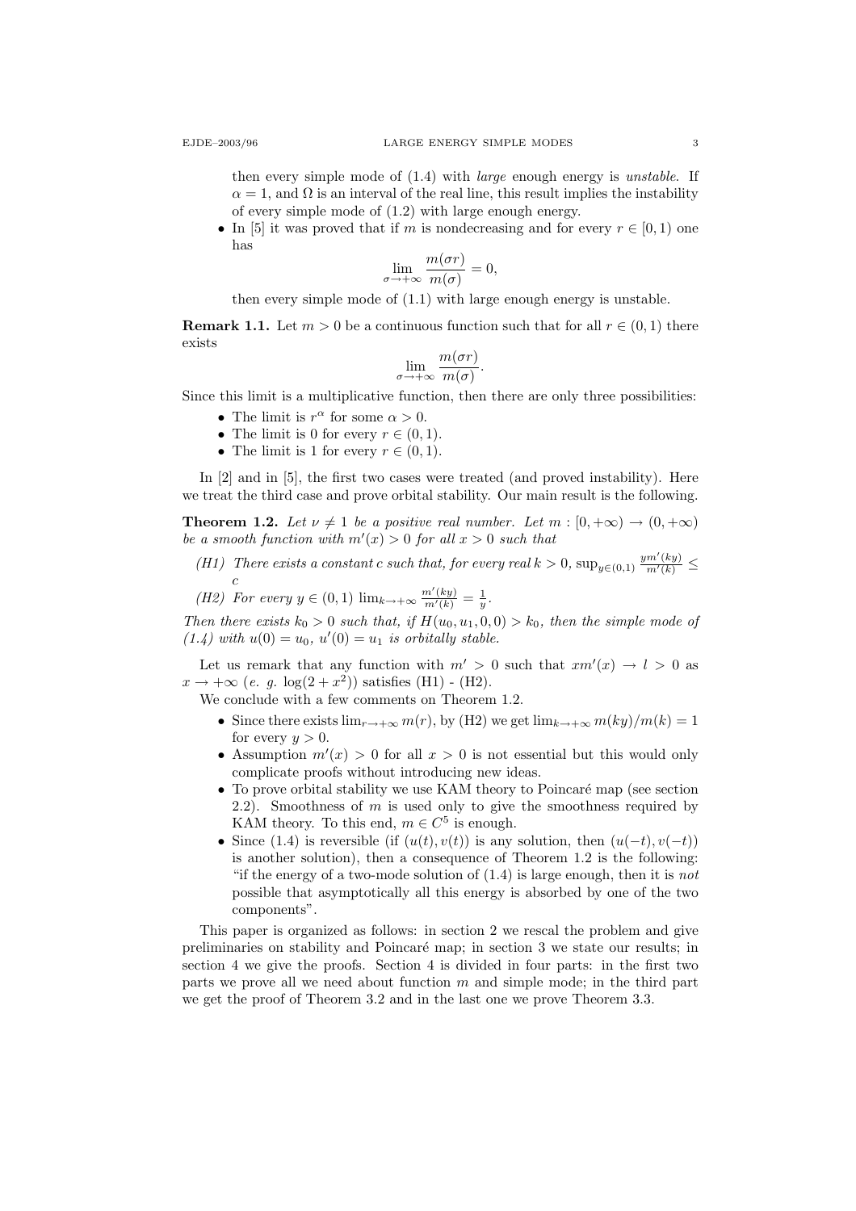then every simple mode of (1.4) with *large* enough energy is *unstable*. If $\alpha = 1$, and $\Omega$ is an interval of the real line, this result implies the instability of every simple mode of (1.2) with large enough energy.

- In [5] it was proved that if $m$ is nondecreasing and for every $r \in [0, 1)$ one has
$$\lim_{\sigma \to +\infty} \frac{m(\sigma r)}{m(\sigma)} = 0,$$
then every simple mode of (1.1) with large enough energy is unstable.

**Remark 1.1.** Let $m > 0$ be a continuous function such that for all $r \in (0, 1)$ there exists
$$\lim_{\sigma \to +\infty} \frac{m(\sigma r)}{m(\sigma)}.$$
Since this limit is a multiplicative function, then there are only three possibilities:

- The limit is $r^\alpha$ for some $\alpha > 0$.
- The limit is 0 for every $r \in (0, 1)$.
- The limit is 1 for every $r \in (0, 1)$.

In [2] and in [5], the first two cases were treated (and proved instability). Here we treat the third case and prove orbital stability. Our main result is the following.

**Theorem 1.2.** *Let $\nu \neq 1$ be a positive real number. Let $m : [0, +\infty) \to (0, +\infty)$ be a smooth function with $m'(x) > 0$ for all $x > 0$ such that*

*(H1) There exists a constant $c$ such that, for every real $k > 0$, $\sup_{y \in (0,1)} \frac{ym'(ky)}{m'(k)} \leq c$*

*(H2) For every $y \in (0, 1)$ $\lim_{k \to +\infty} \frac{m'(ky)}{m'(k)} = \frac{1}{y}$.*

*Then there exists $k_0 > 0$ such that, if $H(u_0, u_1, 0, 0) > k_0$, then the simple mode of (1.4) with $u(0) = u_0$, $u'(0) = u_1$ is orbitally stable.*

Let us remark that any function with $m' > 0$ such that $xm'(x) \to l > 0$ as $x \to +\infty$ (*e. g.* $\log(2 + x^2)$) satisfies (H1) - (H2).

We conclude with a few comments on Theorem 1.2.

- Since there exists $\lim_{r \to +\infty} m(r)$, by (H2) we get $\lim_{k \to +\infty} m(ky)/m(k) = 1$ for every $y > 0$.
- Assumption $m'(x) > 0$ for all $x > 0$ is not essential but this would only complicate proofs without introducing new ideas.
- To prove orbital stability we use KAM theory to Poincaré map (see section 2.2). Smoothness of $m$ is used only to give the smoothness required by KAM theory. To this end, $m \in C^5$ is enough.
- Since (1.4) is reversible (if $(u(t), v(t))$ is any solution, then $(u(-t), v(-t))$ is another solution), then a consequence of Theorem 1.2 is the following: "if the energy of a two-mode solution of (1.4) is large enough, then it is *not* possible that asymptotically all this energy is absorbed by one of the two components".

This paper is organized as follows: in section 2 we rescal the problem and give preliminaries on stability and Poincaré map; in section 3 we state our results; in section 4 we give the proofs. Section 4 is divided in four parts: in the first two parts we prove all we need about function $m$ and simple mode; in the third part we get the proof of Theorem 3.2 and in the last one we prove Theorem 3.3.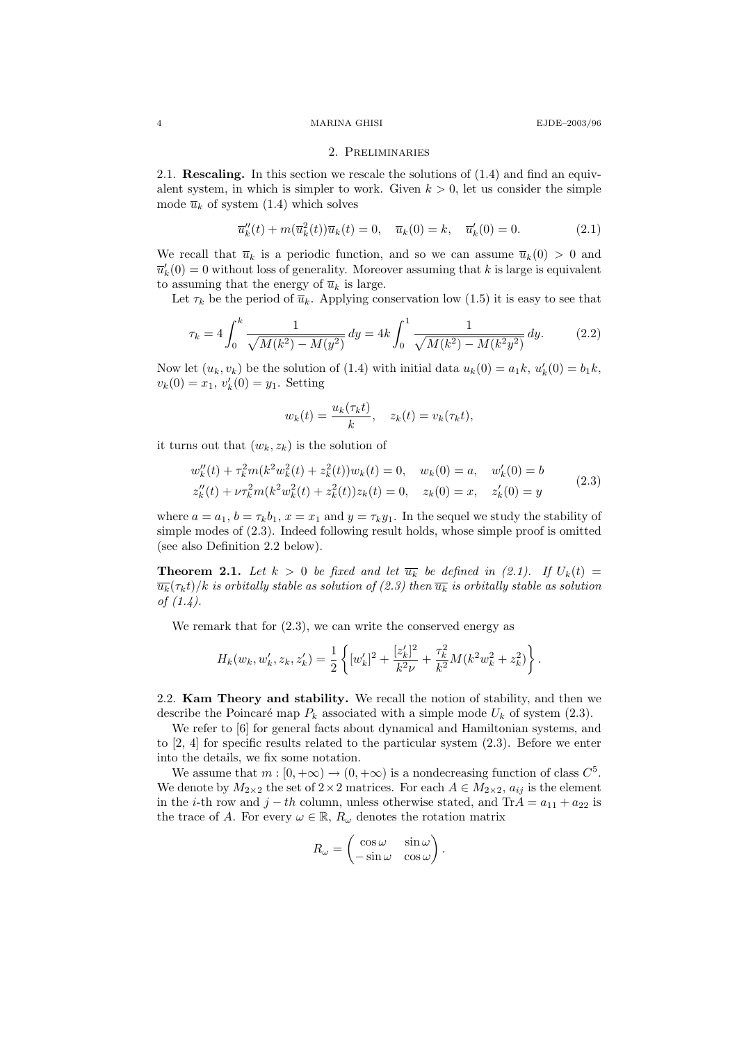## 2. Preliminaries

**2.1. Rescaling.** In this section we rescale the solutions of (1.4) and find an equivalent system, in which is simpler to work. Given $k > 0$, let us consider the simple mode $\overline{u}_k$ of system (1.4) which solves

$$\overline{u}_k''(t) + m(\overline{u}_k^2(t))\overline{u}_k(t) = 0, \quad \overline{u}_k(0) = k, \quad \overline{u}_k'(0) = 0. \tag{2.1}$$

We recall that $\overline{u}_k$ is a periodic function, and so we can assume $\overline{u}_k(0) > 0$ and $\overline{u}_k'(0) = 0$ without loss of generality. Moreover assuming that $k$ is large is equivalent to assuming that the energy of $\overline{u}_k$ is large.

Let $\tau_k$ be the period of $\overline{u}_k$. Applying conservation low (1.5) it is easy to see that

$$\tau_k = 4\int_0^k \frac{1}{\sqrt{M(k^2) - M(y^2)}}\, dy = 4k\int_0^1 \frac{1}{\sqrt{M(k^2) - M(k^2y^2)}}\, dy. \tag{2.2}$$

Now let $(u_k, v_k)$ be the solution of (1.4) with initial data $u_k(0) = a_1 k$, $u_k'(0) = b_1 k$, $v_k(0) = x_1$, $v_k'(0) = y_1$. Setting

$$w_k(t) = \frac{u_k(\tau_k t)}{k}, \quad z_k(t) = v_k(\tau_k t),$$

it turns out that $(w_k, z_k)$ is the solution of

$$\begin{aligned} w_k''(t) + \tau_k^2 m(k^2 w_k^2(t) + z_k^2(t))w_k(t) = 0, \quad w_k(0) = a, \quad w_k'(0) = b \\ z_k''(t) + \nu\tau_k^2 m(k^2 w_k^2(t) + z_k^2(t))z_k(t) = 0, \quad z_k(0) = x, \quad z_k'(0) = y \end{aligned} \tag{2.3}$$

where $a = a_1$, $b = \tau_k b_1$, $x = x_1$ and $y = \tau_k y_1$. In the sequel we study the stability of simple modes of (2.3). Indeed following result holds, whose simple proof is omitted (see also Definition 2.2 below).

**Theorem 2.1.** *Let $k > 0$ be fixed and let $\overline{u_k}$ be defined in (2.1). If $U_k(t) = \overline{u_k}(\tau_k t)/k$ is orbitally stable as solution of (2.3) then $\overline{u_k}$ is orbitally stable as solution of (1.4).*

We remark that for (2.3), we can write the conserved energy as

$$H_k(w_k, w_k', z_k, z_k') = \frac{1}{2}\left\{[w_k']^2 + \frac{[z_k']^2}{k^2\nu} + \frac{\tau_k^2}{k^2}M(k^2 w_k^2 + z_k^2)\right\}.$$

**2.2. Kam Theory and stability.** We recall the notion of stability, and then we describe the Poincaré map $P_k$ associated with a simple mode $U_k$ of system (2.3).

We refer to [6] for general facts about dynamical and Hamiltonian systems, and to [2, 4] for specific results related to the particular system (2.3). Before we enter into the details, we fix some notation.

We assume that $m : [0, +\infty) \to (0, +\infty)$ is a nondecreasing function of class $C^5$. We denote by $M_{2\times 2}$ the set of $2\times 2$ matrices. For each $A \in M_{2\times 2}$, $a_{ij}$ is the element in the $i$-th row and $j-th$ column, unless otherwise stated, and $\mathrm{Tr}A = a_{11} + a_{22}$ is the trace of $A$. For every $\omega \in \mathbb{R}$, $R_\omega$ denotes the rotation matrix

$$R_\omega = \begin{pmatrix} \cos\omega & \sin\omega \\ -\sin\omega & \cos\omega \end{pmatrix}.$$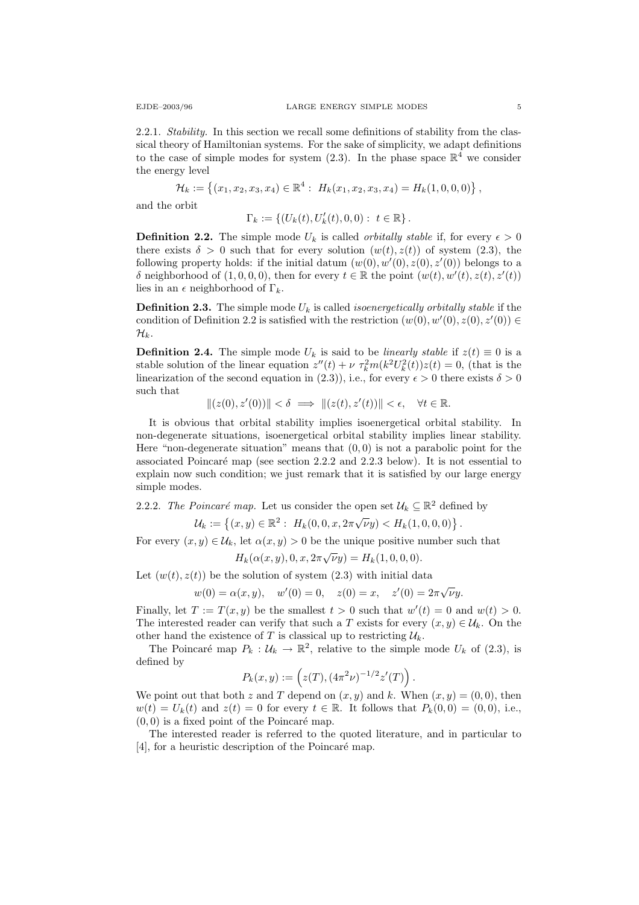2.2.1. *Stability.* In this section we recall some definitions of stability from the classical theory of Hamiltonian systems. For the sake of simplicity, we adapt definitions to the case of simple modes for system (2.3). In the phase space $\mathbb{R}^4$ we consider the energy level

$$\mathcal{H}_k := \left\{(x_1, x_2, x_3, x_4) \in \mathbb{R}^4 : \ H_k(x_1, x_2, x_3, x_4) = H_k(1, 0, 0, 0)\right\},$$

and the orbit

$$\Gamma_k := \{(U_k(t), U_k'(t), 0, 0) : \ t \in \mathbb{R}\}.$$

**Definition 2.2.** The simple mode $U_k$ is called *orbitally stable* if, for every $\epsilon > 0$ there exists $\delta > 0$ such that for every solution $(w(t), z(t))$ of system (2.3), the following property holds: if the initial datum $(w(0), w'(0), z(0), z'(0))$ belongs to a $\delta$ neighborhood of $(1, 0, 0, 0)$, then for every $t \in \mathbb{R}$ the point $(w(t), w'(t), z(t), z'(t))$ lies in an $\epsilon$ neighborhood of $\Gamma_k$.

**Definition 2.3.** The simple mode $U_k$ is called *isoenergetically orbitally stable* if the condition of Definition 2.2 is satisfied with the restriction $(w(0), w'(0), z(0), z'(0)) \in \mathcal{H}_k$.

**Definition 2.4.** The simple mode $U_k$ is said to be *linearly stable* if $z(t) \equiv 0$ is a stable solution of the linear equation $z''(t) + \nu\, \tau_k^2 m(k^2 U_k^2(t)) z(t) = 0$, (that is the linearization of the second equation in (2.3)), i.e., for every $\epsilon > 0$ there exists $\delta > 0$ such that

$$\|(z(0), z'(0))\| < \delta \implies \|(z(t), z'(t))\| < \epsilon, \quad \forall t \in \mathbb{R}.$$

It is obvious that orbital stability implies isoenergetical orbital stability. In non-degenerate situations, isoenergetical orbital stability implies linear stability. Here "non-degenerate situation" means that $(0, 0)$ is not a parabolic point for the associated Poincaré map (see section 2.2.2 and 2.2.3 below). It is not essential to explain now such condition; we just remark that it is satisfied by our large energy simple modes.

2.2.2. *The Poincaré map.* Let us consider the open set $\mathcal{U}_k \subseteq \mathbb{R}^2$ defined by

$$\mathcal{U}_k := \left\{(x, y) \in \mathbb{R}^2 : \ H_k(0, 0, x, 2\pi\sqrt{\nu} y) < H_k(1, 0, 0, 0)\right\}.$$

For every $(x, y) \in \mathcal{U}_k$, let $\alpha(x, y) > 0$ be the unique positive number such that

$$H_k(\alpha(x, y), 0, x, 2\pi\sqrt{\nu} y) = H_k(1, 0, 0, 0).$$

Let $(w(t), z(t))$ be the solution of system (2.3) with initial data

$$w(0) = \alpha(x, y), \quad w'(0) = 0, \quad z(0) = x, \quad z'(0) = 2\pi\sqrt{\nu} y.$$

Finally, let $T := T(x, y)$ be the smallest $t > 0$ such that $w'(t) = 0$ and $w(t) > 0$. The interested reader can verify that such a $T$ exists for every $(x, y) \in \mathcal{U}_k$. On the other hand the existence of $T$ is classical up to restricting $\mathcal{U}_k$.

The Poincaré map $P_k : \mathcal{U}_k \to \mathbb{R}^2$, relative to the simple mode $U_k$ of (2.3), is defined by

$$P_k(x, y) := \left(z(T), (4\pi^2\nu)^{-1/2} z'(T)\right).$$

We point out that both $z$ and $T$ depend on $(x, y)$ and $k$. When $(x, y) = (0, 0)$, then $w(t) = U_k(t)$ and $z(t) = 0$ for every $t \in \mathbb{R}$. It follows that $P_k(0, 0) = (0, 0)$, i.e., $(0, 0)$ is a fixed point of the Poincaré map.

The interested reader is referred to the quoted literature, and in particular to [4], for a heuristic description of the Poincaré map.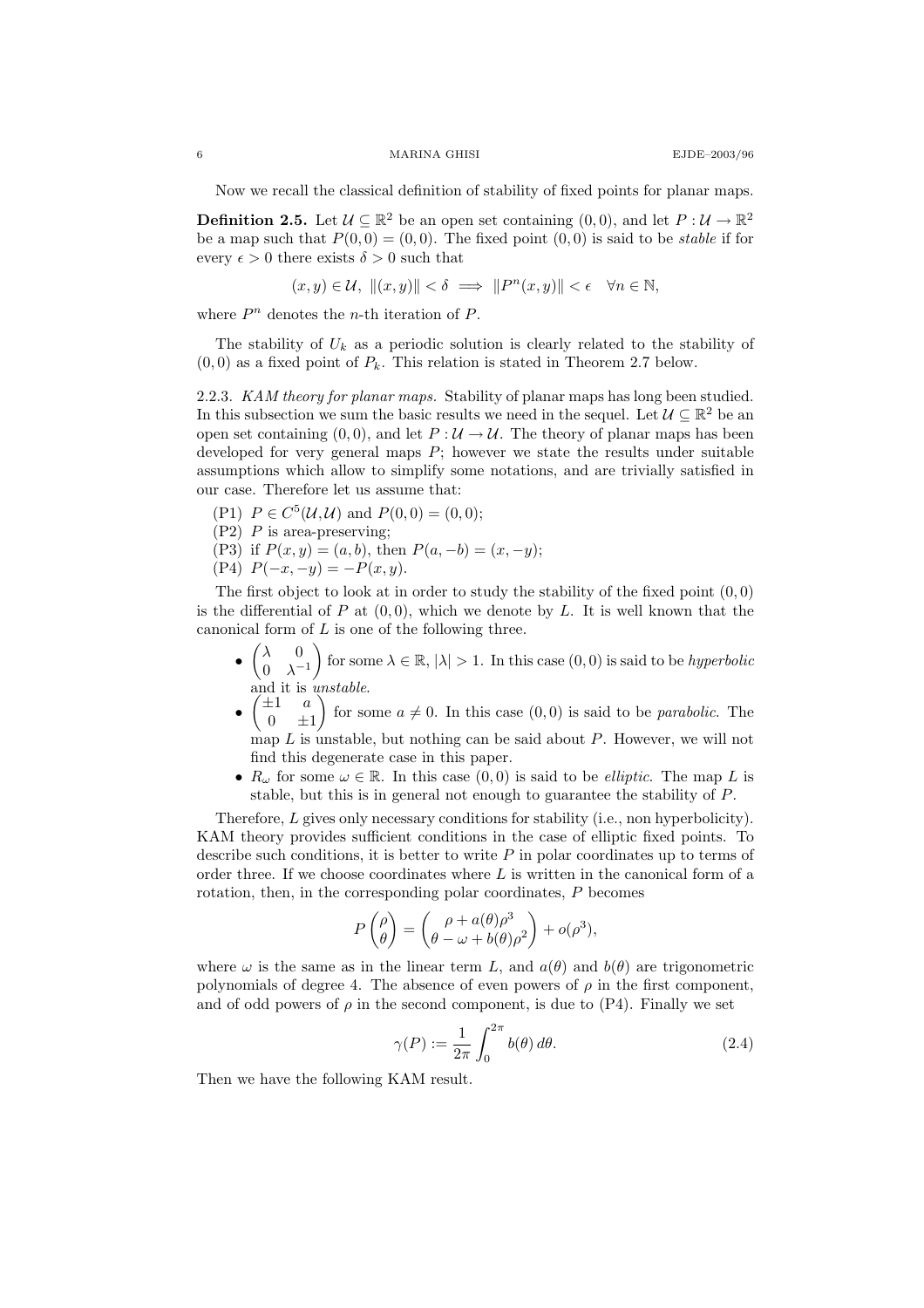Now we recall the classical definition of stability of fixed points for planar maps.

**Definition 2.5.** Let $\mathcal{U} \subseteq \mathbb{R}^2$ be an open set containing $(0,0)$, and let $P : \mathcal{U} \to \mathbb{R}^2$ be a map such that $P(0,0) = (0,0)$. The fixed point $(0,0)$ is said to be *stable* if for every $\epsilon > 0$ there exists $\delta > 0$ such that

$$(x,y) \in \mathcal{U},\ \|(x,y)\| < \delta \implies \|P^n(x,y)\| < \epsilon \quad \forall n \in \mathbb{N},$$

where $P^n$ denotes the $n$-th iteration of $P$.

The stability of $U_k$ as a periodic solution is clearly related to the stability of $(0,0)$ as a fixed point of $P_k$. This relation is stated in Theorem 2.7 below.

2.2.3. *KAM theory for planar maps.* Stability of planar maps has long been studied. In this subsection we sum the basic results we need in the sequel. Let $\mathcal{U} \subseteq \mathbb{R}^2$ be an open set containing $(0,0)$, and let $P : \mathcal{U} \to \mathcal{U}$. The theory of planar maps has been developed for very general maps $P$; however we state the results under suitable assumptions which allow to simplify some notations, and are trivially satisfied in our case. Therefore let us assume that:

- (P1) $P \in C^5(\mathcal{U}, \mathcal{U})$ and $P(0,0) = (0,0)$;
- (P2) $P$ is area-preserving;
- (P3) if $P(x,y) = (a,b)$, then $P(a,-b) = (x,-y)$;
- (P4) $P(-x,-y) = -P(x,y)$.

The first object to look at in order to study the stability of the fixed point $(0,0)$ is the differential of $P$ at $(0,0)$, which we denote by $L$. It is well known that the canonical form of $L$ is one of the following three.

- $\begin{pmatrix} \lambda & 0 \\ 0 & \lambda^{-1} \end{pmatrix}$ for some $\lambda \in \mathbb{R}$, $|\lambda| > 1$. In this case $(0,0)$ is said to be *hyperbolic* and it is *unstable*.
- $\begin{pmatrix} \pm 1 & a \\ 0 & \pm 1 \end{pmatrix}$ for some $a \neq 0$. In this case $(0,0)$ is said to be *parabolic*. The map $L$ is unstable, but nothing can be said about $P$. However, we will not find this degenerate case in this paper.
- $R_\omega$ for some $\omega \in \mathbb{R}$. In this case $(0,0)$ is said to be *elliptic*. The map $L$ is stable, but this is in general not enough to guarantee the stability of $P$.

Therefore, $L$ gives only necessary conditions for stability (i.e., non hyperbolicity). KAM theory provides sufficient conditions in the case of elliptic fixed points. To describe such conditions, it is better to write $P$ in polar coordinates up to terms of order three. If we choose coordinates where $L$ is written in the canonical form of a rotation, then, in the corresponding polar coordinates, $P$ becomes

$$P \begin{pmatrix} \rho \\ \theta \end{pmatrix} = \begin{pmatrix} \rho + a(\theta)\rho^3 \\ \theta - \omega + b(\theta)\rho^2 \end{pmatrix} + o(\rho^3),$$

where $\omega$ is the same as in the linear term $L$, and $a(\theta)$ and $b(\theta)$ are trigonometric polynomials of degree 4. The absence of even powers of $\rho$ in the first component, and of odd powers of $\rho$ in the second component, is due to (P4). Finally we set

$$\gamma(P) := \frac{1}{2\pi} \int_0^{2\pi} b(\theta)\, d\theta. \tag{2.4}$$

Then we have the following KAM result.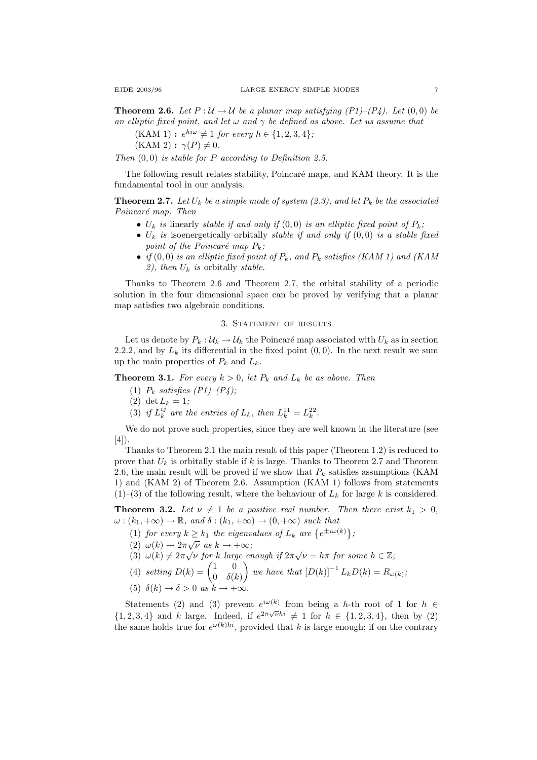**Theorem 2.6.** *Let $P : \mathcal{U} \to \mathcal{U}$ be a planar map satisfying (P1)–(P4). Let $(0,0)$ be an elliptic fixed point, and let $\omega$ and $\gamma$ be defined as above. Let us assume that*

(KAM 1) **:** $e^{hi\omega} \neq 1$ *for every* $h \in \{1, 2, 3, 4\}$*;*

(KAM 2) **:** $\gamma(P) \neq 0$.

*Then $(0,0)$ is stable for $P$ according to Definition 2.5.*

The following result relates stability, Poincaré maps, and KAM theory. It is the fundamental tool in our analysis.

**Theorem 2.7.** *Let $U_k$ be a simple mode of system (2.3), and let $P_k$ be the associated Poincaré map. Then*

- *$U_k$ is* linearly *stable if and only if $(0,0)$ is an elliptic fixed point of $P_k$;*
- *$U_k$ is* isoenergetically orbitally *stable if and only if $(0,0)$ is a stable fixed point of the Poincaré map $P_k$;*
- *if $(0,0)$ is an elliptic fixed point of $P_k$, and $P_k$ satisfies (KAM 1) and (KAM 2), then $U_k$ is* orbitally *stable.*

Thanks to Theorem 2.6 and Theorem 2.7, the orbital stability of a periodic solution in the four dimensional space can be proved by verifying that a planar map satisfies two algebraic conditions.

## 3. Statement of results

Let us denote by $P_k : \mathcal{U}_k \to \mathcal{U}_k$ the Poincaré map associated with $U_k$ as in section 2.2.2, and by $L_k$ its differential in the fixed point $(0,0)$. In the next result we sum up the main properties of $P_k$ and $L_k$.

**Theorem 3.1.** *For every $k > 0$, let $P_k$ and $L_k$ be as above. Then*

1. *$P_k$ satisfies (P1)–(P4);*
2. *$\det L_k = 1$;*
3. *if $L_k^{ij}$ are the entries of $L_k$, then $L_k^{11} = L_k^{22}$.*

We do not prove such properties, since they are well known in the literature (see [4]).

Thanks to Theorem 2.1 the main result of this paper (Theorem 1.2) is reduced to prove that $U_k$ is orbitally stable if $k$ is large. Thanks to Theorem 2.7 and Theorem 2.6, the main result will be proved if we show that $P_k$ satisfies assumptions (KAM 1) and (KAM 2) of Theorem 2.6. Assumption (KAM 1) follows from statements (1)–(3) of the following result, where the behaviour of $L_k$ for large $k$ is considered.

**Theorem 3.2.** *Let $\nu \neq 1$ be a positive real number. Then there exist $k_1 > 0$, $\omega : (k_1, +\infty) \to \mathbb{R}$, and $\delta : (k_1, +\infty) \to (0, +\infty)$ such that*

1. *for every $k \geq k_1$ the eigenvalues of $L_k$ are $\{e^{\pm i\omega(k)}\}$;*
2. *$\omega(k) \to 2\pi\sqrt{\nu}$ as $k \to +\infty$;*
3. *$\omega(k) \neq 2\pi\sqrt{\nu}$ for $k$ large enough if $2\pi\sqrt{\nu} = h\pi$ for some $h \in \mathbb{Z}$;*
4. *setting $D(k) = \begin{pmatrix} 1 & 0 \\ 0 & \delta(k) \end{pmatrix}$ we have that $[D(k)]^{-1} L_k D(k) = R_{\omega(k)}$;*
5. *$\delta(k) \to \delta > 0$ as $k \to +\infty$.*

Statements (2) and (3) prevent $e^{i\omega(k)}$ from being a $h$-th root of 1 for $h \in \{1, 2, 3, 4\}$ and $k$ large. Indeed, if $e^{2\pi\sqrt{\nu}hi} \neq 1$ for $h \in \{1, 2, 3, 4\}$, then by (2) the same holds true for $e^{\omega(k)hi}$, provided that $k$ is large enough; if on the contrary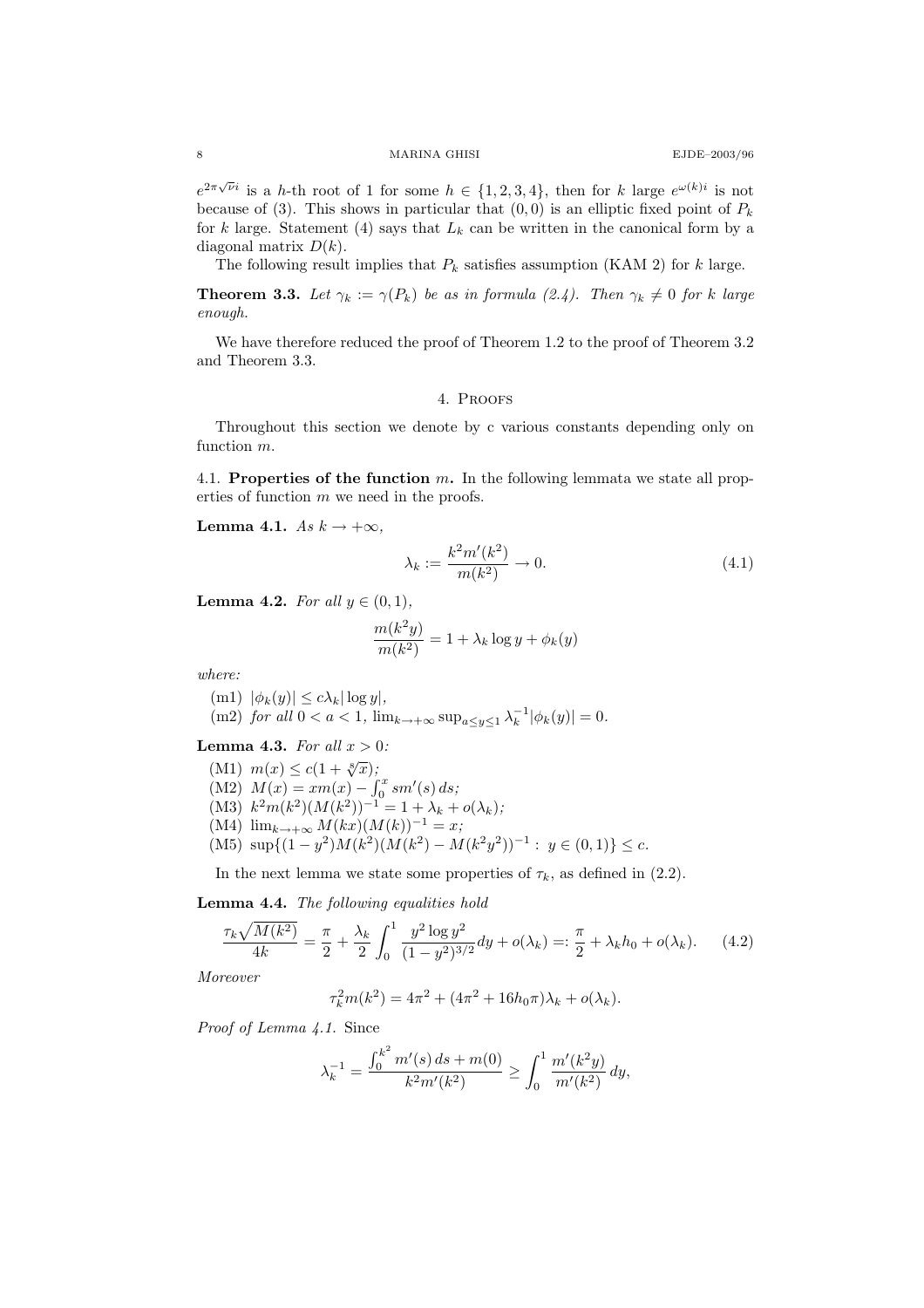$e^{2\pi\sqrt{\nu}i}$ is a $h$-th root of 1 for some $h \in \{1,2,3,4\}$, then for $k$ large $e^{\omega(k)i}$ is not because of (3). This shows in particular that $(0,0)$ is an elliptic fixed point of $P_k$ for $k$ large. Statement (4) says that $L_k$ can be written in the canonical form by a diagonal matrix $D(k)$.

The following result implies that $P_k$ satisfies assumption (KAM 2) for $k$ large.

**Theorem 3.3.** *Let $\gamma_k := \gamma(P_k)$ be as in formula (2.4). Then $\gamma_k \neq 0$ for $k$ large enough.*

We have therefore reduced the proof of Theorem 1.2 to the proof of Theorem 3.2 and Theorem 3.3.

## 4. Proofs

Throughout this section we denote by c various constants depending only on function $m$.

**4.1. Properties of the function $m$.** In the following lemmata we state all properties of function $m$ we need in the proofs.

**Lemma 4.1.** *As $k \to +\infty$,*

$$\lambda_k := \frac{k^2 m'(k^2)}{m(k^2)} \to 0. \tag{4.1}$$

**Lemma 4.2.** *For all $y \in (0,1)$,*

$$\frac{m(k^2 y)}{m(k^2)} = 1 + \lambda_k \log y + \phi_k(y)$$

*where:*

(m1) $|\phi_k(y)| \leq c\lambda_k |\log y|$,
(m2) *for all $0 < a < 1$, $\lim_{k\to+\infty} \sup_{a \leq y \leq 1} \lambda_k^{-1} |\phi_k(y)| = 0$.*

**Lemma 4.3.** *For all $x > 0$:*

(M1) $m(x) \leq c(1 + \sqrt[8]{x})$;
(M2) $M(x) = xm(x) - \int_0^x sm'(s)\, ds$;
(M3) $k^2 m(k^2)(M(k^2))^{-1} = 1 + \lambda_k + o(\lambda_k)$;
(M4) $\lim_{k\to+\infty} M(kx)(M(k))^{-1} = x$;
(M5) $\sup\{(1-y^2)M(k^2)(M(k^2) - M(k^2y^2))^{-1} : y \in (0,1)\} \leq c$.

In the next lemma we state some properties of $\tau_k$, as defined in (2.2).

**Lemma 4.4.** *The following equalities hold*

$$\frac{\tau_k\sqrt{M(k^2)}}{4k} = \frac{\pi}{2} + \frac{\lambda_k}{2}\int_0^1 \frac{y^2 \log y^2}{(1-y^2)^{3/2}} dy + o(\lambda_k) =: \frac{\pi}{2} + \lambda_k h_0 + o(\lambda_k). \tag{4.2}$$

*Moreover*

$$\tau_k^2 m(k^2) = 4\pi^2 + (4\pi^2 + 16h_0\pi)\lambda_k + o(\lambda_k).$$

*Proof of Lemma 4.1.* Since

$$\lambda_k^{-1} = \frac{\int_0^{k^2} m'(s)\, ds + m(0)}{k^2 m'(k^2)} \geq \int_0^1 \frac{m'(k^2 y)}{m'(k^2)}\, dy,$$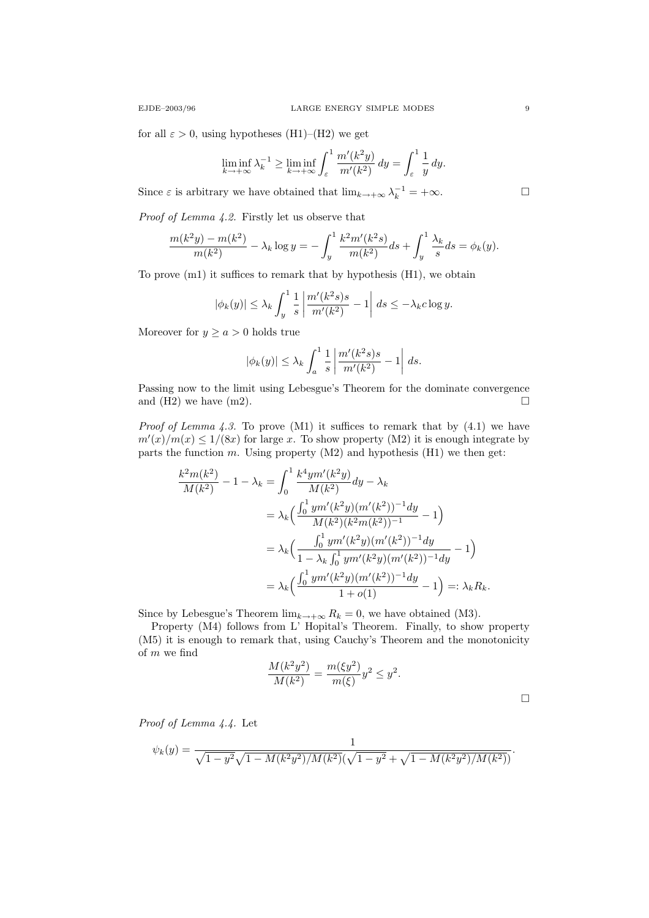for all $\varepsilon > 0$, using hypotheses (H1)–(H2) we get

$$\liminf_{k\to+\infty} \lambda_k^{-1} \geq \liminf_{k\to+\infty} \int_\varepsilon^1 \frac{m'(k^2y)}{m'(k^2)}\,dy = \int_\varepsilon^1 \frac{1}{y}\,dy.$$

Since $\varepsilon$ is arbitrary we have obtained that $\lim_{k\to+\infty} \lambda_k^{-1} = +\infty$. □

*Proof of Lemma 4.2.* Firstly let us observe that

$$\frac{m(k^2y) - m(k^2)}{m(k^2)} - \lambda_k \log y = -\int_y^1 \frac{k^2 m'(k^2 s)}{m(k^2)} ds + \int_y^1 \frac{\lambda_k}{s} ds = \phi_k(y).$$

To prove (m1) it suffices to remark that by hypothesis (H1), we obtain

$$|\phi_k(y)| \leq \lambda_k \int_y^1 \frac{1}{s}\left|\frac{m'(k^2s)s}{m'(k^2)} - 1\right| ds \leq -\lambda_k c \log y.$$

Moreover for $y \geq a > 0$ holds true

$$|\phi_k(y)| \leq \lambda_k \int_a^1 \frac{1}{s}\left|\frac{m'(k^2s)s}{m'(k^2)} - 1\right| ds.$$

Passing now to the limit using Lebesgue's Theorem for the dominate convergence and (H2) we have (m2). □

*Proof of Lemma 4.3.* To prove (M1) it suffices to remark that by (4.1) we have $m'(x)/m(x) \leq 1/(8x)$ for large $x$. To show property (M2) it is enough integrate by parts the function $m$. Using property (M2) and hypothesis (H1) we then get:

$$\begin{aligned}
\frac{k^2 m(k^2)}{M(k^2)} - 1 - \lambda_k &= \int_0^1 \frac{k^4 y m'(k^2 y)}{M(k^2)} dy - \lambda_k \\
&= \lambda_k\Big(\frac{\int_0^1 y m'(k^2y)(m'(k^2))^{-1} dy}{M(k^2)(k^2 m(k^2))^{-1}} - 1\Big) \\
&= \lambda_k\Big(\frac{\int_0^1 y m'(k^2y)(m'(k^2))^{-1} dy}{1 - \lambda_k \int_0^1 y m'(k^2y)(m'(k^2))^{-1} dy} - 1\Big) \\
&= \lambda_k\Big(\frac{\int_0^1 y m'(k^2y)(m'(k^2))^{-1} dy}{1 + o(1)} - 1\Big) =: \lambda_k R_k.
\end{aligned}$$

Since by Lebesgue's Theorem $\lim_{k\to+\infty} R_k = 0$, we have obtained (M3).

Property (M4) follows from L' Hopital's Theorem. Finally, to show property (M5) it is enough to remark that, using Cauchy's Theorem and the monotonicity of $m$ we find

$$\frac{M(k^2y^2)}{M(k^2)} = \frac{m(\xi y^2)}{m(\xi)} y^2 \leq y^2.$$

□

*Proof of Lemma 4.4.* Let

$$\psi_k(y) = \frac{1}{\sqrt{1-y^2}\sqrt{1 - M(k^2y^2)/M(k^2)}(\sqrt{1-y^2} + \sqrt{1 - M(k^2y^2)/M(k^2)})}.$$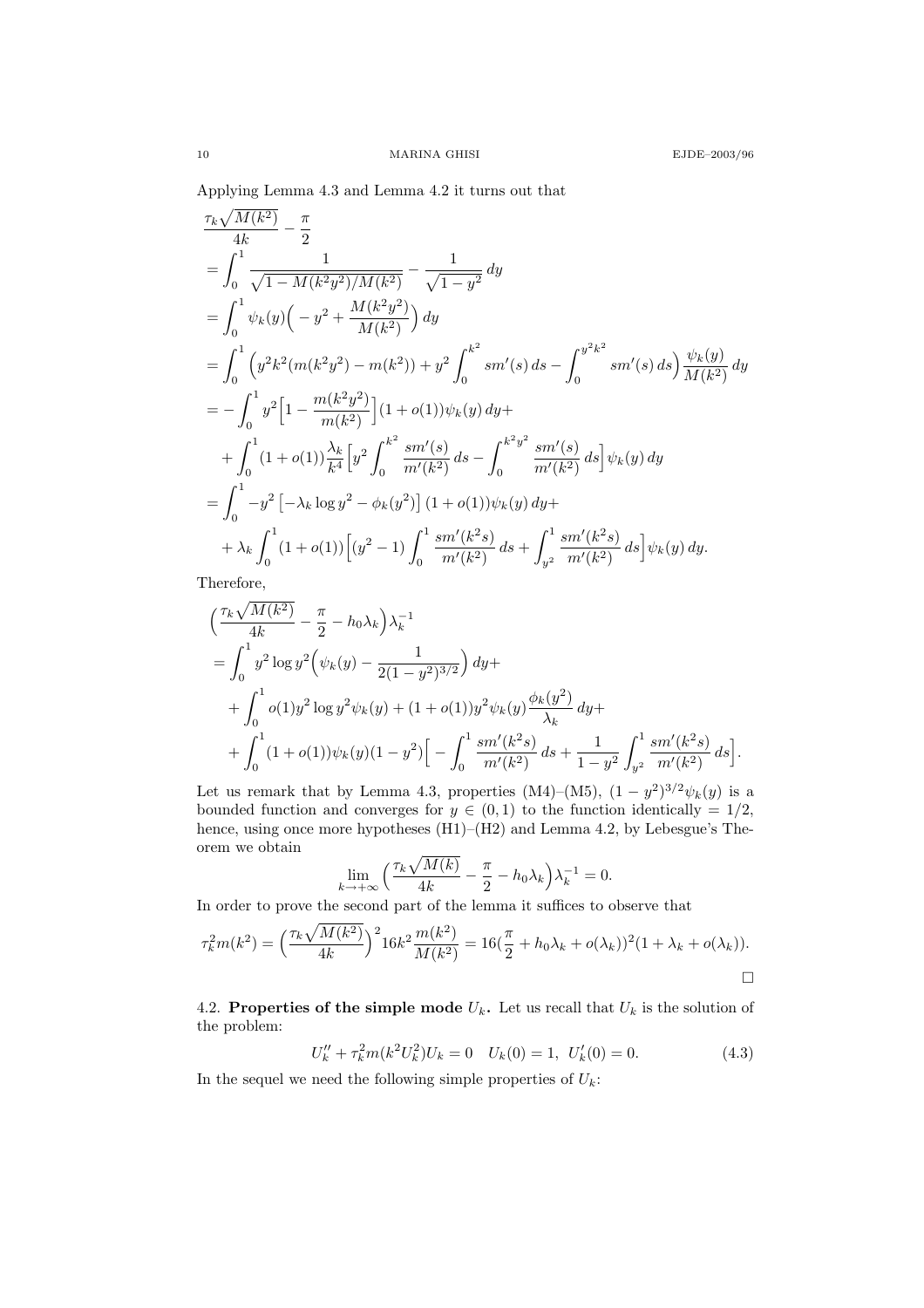Applying Lemma 4.3 and Lemma 4.2 it turns out that

$$
\begin{aligned}
&\frac{\tau_k\sqrt{M(k^2)}}{4k} - \frac{\pi}{2} \\
&= \int_0^1 \frac{1}{\sqrt{1-M(k^2y^2)/M(k^2)}} - \frac{1}{\sqrt{1-y^2}}\,dy \\
&= \int_0^1 \psi_k(y)\Big( -y^2 + \frac{M(k^2y^2)}{M(k^2)}\Big)\,dy \\
&= \int_0^1 \Big( y^2k^2(m(k^2y^2) - m(k^2)) + y^2\int_0^{k^2} sm'(s)\,ds - \int_0^{y^2k^2} sm'(s)\,ds\Big)\frac{\psi_k(y)}{M(k^2)}\,dy \\
&= -\int_0^1 y^2\Big[1 - \frac{m(k^2y^2)}{m(k^2)}\Big](1+o(1))\psi_k(y)\,dy + \\
&\quad + \int_0^1 (1+o(1))\frac{\lambda_k}{k^4}\Big[y^2\int_0^{k^2}\frac{sm'(s)}{m'(k^2)}\,ds - \int_0^{k^2y^2}\frac{sm'(s)}{m'(k^2)}\,ds\Big]\psi_k(y)\,dy \\
&= \int_0^1 -y^2\left[-\lambda_k\log y^2 - \phi_k(y^2)\right](1+o(1))\psi_k(y)\,dy + \\
&\quad + \lambda_k\int_0^1 (1+o(1))\Big[(y^2-1)\int_0^1 \frac{sm'(k^2s)}{m'(k^2)}\,ds + \int_{y^2}^1 \frac{sm'(k^2s)}{m'(k^2)}\,ds\Big]\psi_k(y)\,dy.
\end{aligned}
$$

Therefore,

$$
\begin{aligned}
&\Big(\frac{\tau_k\sqrt{M(k^2)}}{4k} - \frac{\pi}{2} - h_0\lambda_k\Big)\lambda_k^{-1} \\
&= \int_0^1 y^2\log y^2\Big(\psi_k(y) - \frac{1}{2(1-y^2)^{3/2}}\Big)\,dy + \\
&\quad + \int_0^1 o(1)y^2\log y^2\psi_k(y) + (1+o(1))y^2\psi_k(y)\frac{\phi_k(y^2)}{\lambda_k}\,dy + \\
&\quad + \int_0^1 (1+o(1))\psi_k(y)(1-y^2)\Big[-\int_0^1 \frac{sm'(k^2s)}{m'(k^2)}\,ds + \frac{1}{1-y^2}\int_{y^2}^1 \frac{sm'(k^2s)}{m'(k^2)}\,ds\Big].
\end{aligned}
$$

Let us remark that by Lemma 4.3, properties (M4)–(M5), $(1-y^2)^{3/2}\psi_k(y)$ is a bounded function and converges for $y \in (0,1)$ to the function identically $= 1/2$, hence, using once more hypotheses (H1)–(H2) and Lemma 4.2, by Lebesgue's Theorem we obtain

$$
\lim_{k\to+\infty}\Big(\frac{\tau_k\sqrt{M(k)}}{4k} - \frac{\pi}{2} - h_0\lambda_k\Big)\lambda_k^{-1} = 0.
$$

In order to prove the second part of the lemma it suffices to observe that

$$
\tau_k^2 m(k^2) = \Big(\frac{\tau_k\sqrt{M(k^2)}}{4k}\Big)^2 16k^2\frac{m(k^2)}{M(k^2)} = 16(\frac{\pi}{2} + h_0\lambda_k + o(\lambda_k))^2(1+\lambda_k + o(\lambda_k)).
$$

□

4.2. **Properties of the simple mode $U_k$.** Let us recall that $U_k$ is the solution of the problem:

$$
U_k'' + \tau_k^2 m(k^2U_k^2)U_k = 0 \quad U_k(0) = 1,\ U_k'(0) = 0. \tag{4.3}
$$

In the sequel we need the following simple properties of $U_k$: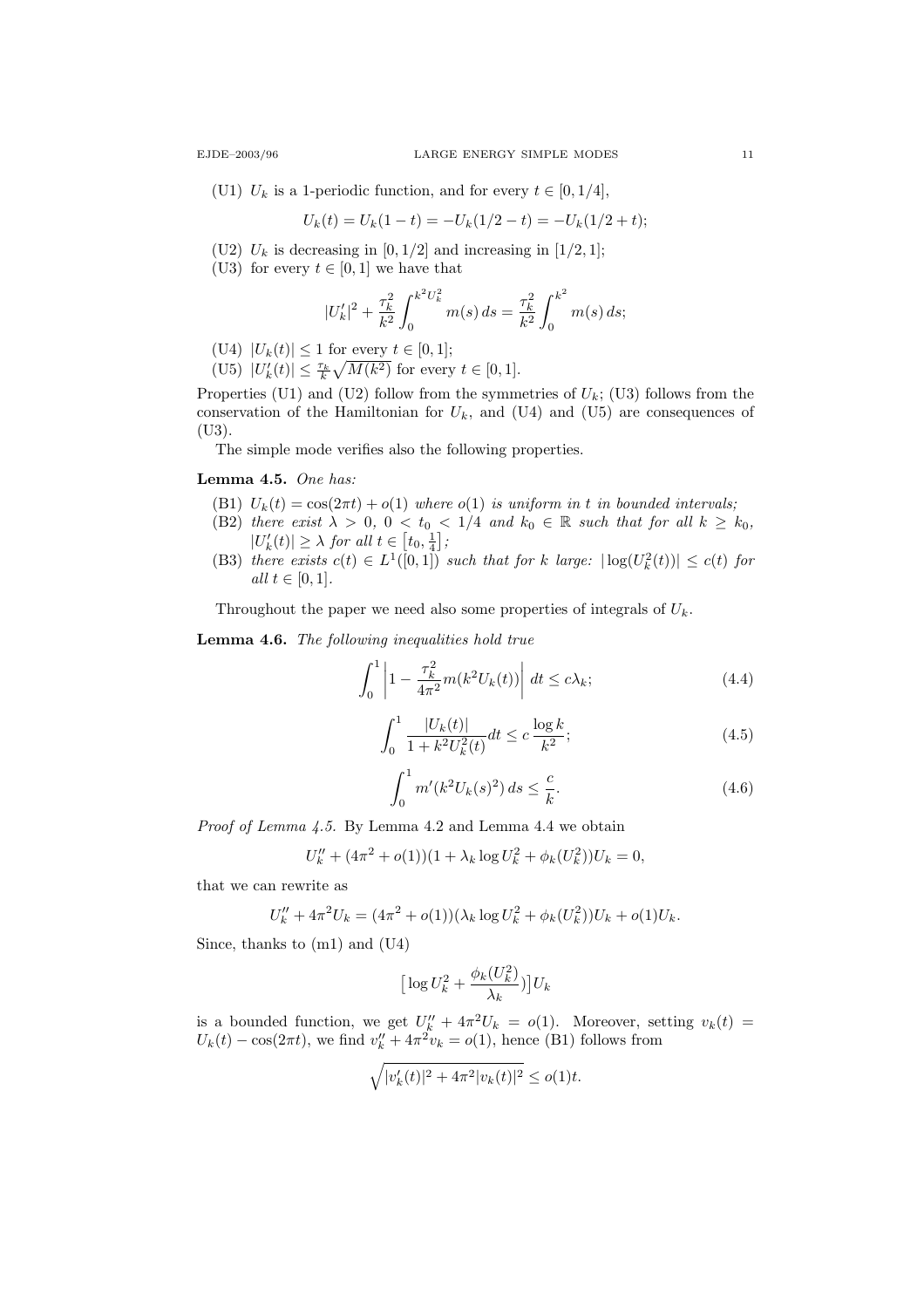(U1) $U_k$ is a 1-periodic function, and for every $t \in [0, 1/4]$,

$$U_k(t) = U_k(1-t) = -U_k(1/2 - t) = -U_k(1/2 + t);$$

(U2) $U_k$ is decreasing in $[0, 1/2]$ and increasing in $[1/2, 1]$;

(U3) for every $t \in [0, 1]$ we have that

$$|U_k'|^2 + \frac{\tau_k^2}{k^2} \int_0^{k^2 U_k^2} m(s)\, ds = \frac{\tau_k^2}{k^2} \int_0^{k^2} m(s)\, ds;$$

(U4) $|U_k(t)| \le 1$ for every $t \in [0, 1]$;

(U5) $|U_k'(t)| \le \frac{\tau_k}{k} \sqrt{M(k^2)}$ for every $t \in [0, 1]$.

Properties (U1) and (U2) follow from the symmetries of $U_k$; (U3) follows from the conservation of the Hamiltonian for $U_k$, and (U4) and (U5) are consequences of (U3).

The simple mode verifies also the following properties.

**Lemma 4.5.** *One has:*

(B1) *$U_k(t) = \cos(2\pi t) + o(1)$ where $o(1)$ is uniform in $t$ in bounded intervals;*

(B2) *there exist $\lambda > 0$, $0 < t_0 < 1/4$ and $k_0 \in \mathbb{R}$ such that for all $k \ge k_0$, $|U_k'(t)| \ge \lambda$ for all $t \in \left[t_0, \frac{1}{4}\right]$;*

(B3) *there exists $c(t) \in L^1([0, 1])$ such that for $k$ large: $|\log(U_k^2(t))| \le c(t)$ for all $t \in [0, 1]$.*

Throughout the paper we need also some properties of integrals of $U_k$.

**Lemma 4.6.** *The following inequalities hold true*

$$\int_0^1 \left| 1 - \frac{\tau_k^2}{4\pi^2} m(k^2 U_k(t)) \right| dt \le c\lambda_k; \tag{4.4}$$

$$\int_0^1 \frac{|U_k(t)|}{1 + k^2 U_k^2(t)} dt \le c\, \frac{\log k}{k^2}; \tag{4.5}$$

$$\int_0^1 m'(k^2 U_k(s)^2)\, ds \le \frac{c}{k}. \tag{4.6}$$

*Proof of Lemma 4.5.* By Lemma 4.2 and Lemma 4.4 we obtain

$$U_k'' + (4\pi^2 + o(1))(1 + \lambda_k \log U_k^2 + \phi_k(U_k^2))U_k = 0,$$

that we can rewrite as

$$U_k'' + 4\pi^2 U_k = (4\pi^2 + o(1))(\lambda_k \log U_k^2 + \phi_k(U_k^2))U_k + o(1)U_k.$$

Since, thanks to (m1) and (U4)

$$\left[\log U_k^2 + \frac{\phi_k(U_k^2)}{\lambda_k})\right] U_k$$

is a bounded function, we get $U_k'' + 4\pi^2 U_k = o(1)$. Moreover, setting $v_k(t) = U_k(t) - \cos(2\pi t)$, we find $v_k'' + 4\pi^2 v_k = o(1)$, hence (B1) follows from

$$\sqrt{|v_k'(t)|^2 + 4\pi^2 |v_k(t)|^2} \le o(1) t.$$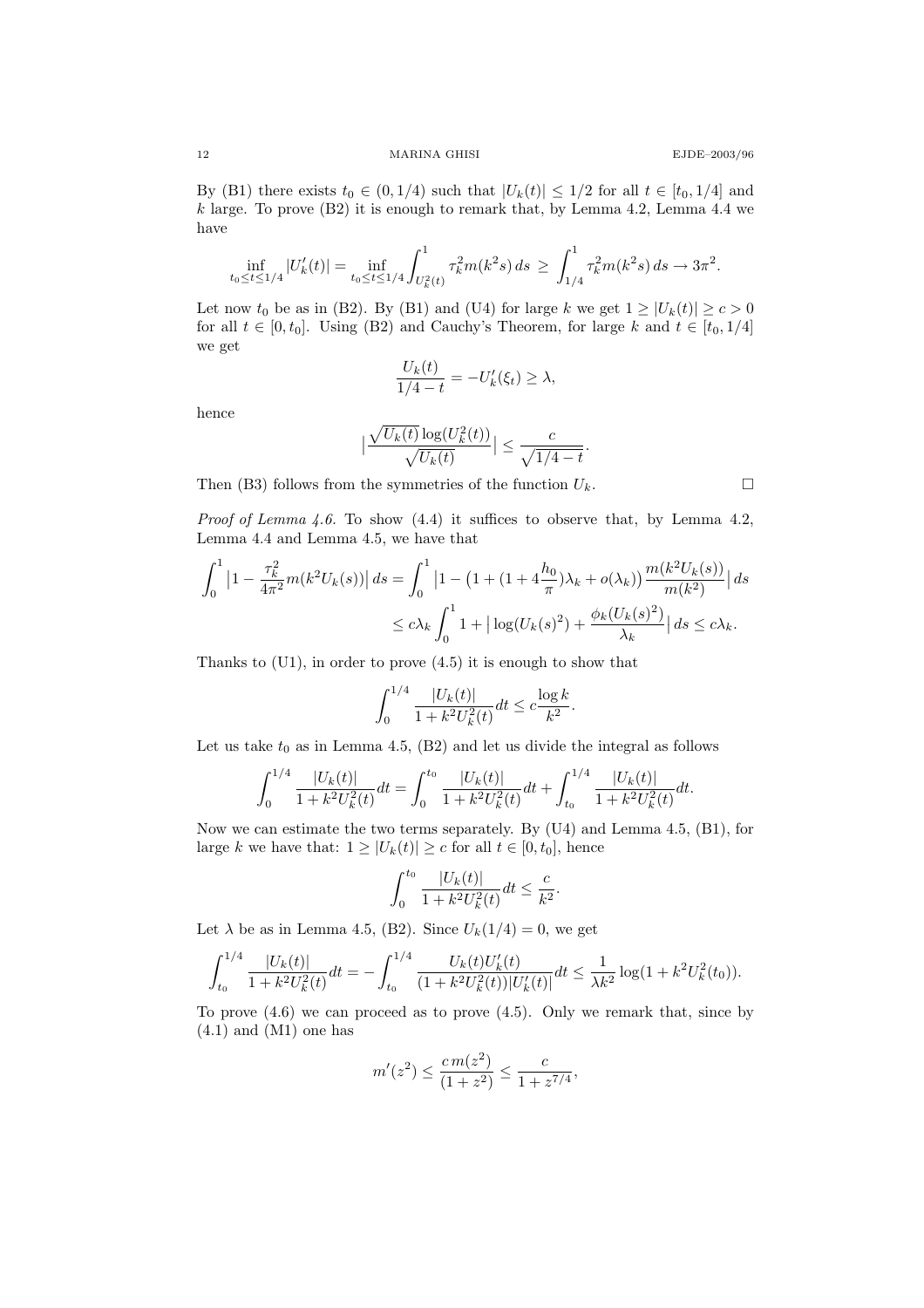By (B1) there exists $t_0 \in (0, 1/4)$ such that $|U_k(t)| \leq 1/2$ for all $t \in [t_0, 1/4]$ and $k$ large. To prove (B2) it is enough to remark that, by Lemma 4.2, Lemma 4.4 we have

$$\inf_{t_0 \leq t \leq 1/4} |U_k'(t)| = \inf_{t_0 \leq t \leq 1/4} \int_{U_k^2(t)}^1 \tau_k^2 m(k^2 s)\, ds \;\geq\; \int_{1/4}^1 \tau_k^2 m(k^2 s)\, ds \to 3\pi^2.$$

Let now $t_0$ be as in (B2). By (B1) and (U4) for large $k$ we get $1 \geq |U_k(t)| \geq c > 0$ for all $t \in [0, t_0]$. Using (B2) and Cauchy's Theorem, for large $k$ and $t \in [t_0, 1/4]$ we get

$$\frac{U_k(t)}{1/4 - t} = -U_k'(\xi_t) \geq \lambda,$$

hence

$$\Big|\frac{\sqrt{U_k(t)}\log(U_k^2(t))}{\sqrt{U_k(t)}}\Big| \leq \frac{c}{\sqrt{1/4 - t}}.$$

Then (B3) follows from the symmetries of the function $U_k$. $\square$

*Proof of Lemma 4.6.* To show (4.4) it suffices to observe that, by Lemma 4.2, Lemma 4.4 and Lemma 4.5, we have that

$$\begin{aligned}
\int_0^1 \big|1 - \frac{\tau_k^2}{4\pi^2} m(k^2 U_k(s))\big|\, ds &= \int_0^1 \big|1 - \big(1 + (1 + 4\frac{h_0}{\pi})\lambda_k + o(\lambda_k)\big)\frac{m(k^2 U_k(s))}{m(k^2)}\big|\, ds \\
&\leq c\lambda_k \int_0^1 1 + \big|\log(U_k(s)^2) + \frac{\phi_k(U_k(s)^2)}{\lambda_k}\big|\, ds \leq c\lambda_k.
\end{aligned}$$

Thanks to (U1), in order to prove (4.5) it is enough to show that

$$\int_0^{1/4} \frac{|U_k(t)|}{1 + k^2 U_k^2(t)} dt \leq c\frac{\log k}{k^2}.$$

Let us take $t_0$ as in Lemma 4.5, (B2) and let us divide the integral as follows

$$\int_0^{1/4} \frac{|U_k(t)|}{1 + k^2 U_k^2(t)} dt = \int_0^{t_0} \frac{|U_k(t)|}{1 + k^2 U_k^2(t)} dt + \int_{t_0}^{1/4} \frac{|U_k(t)|}{1 + k^2 U_k^2(t)} dt.$$

Now we can estimate the two terms separately. By (U4) and Lemma 4.5, (B1), for large $k$ we have that: $1 \geq |U_k(t)| \geq c$ for all $t \in [0, t_0]$, hence

$$\int_0^{t_0} \frac{|U_k(t)|}{1 + k^2 U_k^2(t)} dt \leq \frac{c}{k^2}.$$

Let $\lambda$ be as in Lemma 4.5, (B2). Since $U_k(1/4) = 0$, we get

$$\int_{t_0}^{1/4} \frac{|U_k(t)|}{1 + k^2 U_k^2(t)} dt = -\int_{t_0}^{1/4} \frac{U_k(t) U_k'(t)}{(1 + k^2 U_k^2(t))|U_k'(t)|} dt \leq \frac{1}{\lambda k^2}\log(1 + k^2 U_k^2(t_0)).$$

To prove (4.6) we can proceed as to prove (4.5). Only we remark that, since by (4.1) and (M1) one has

$$m'(z^2) \leq \frac{c\, m(z^2)}{(1 + z^2)} \leq \frac{c}{1 + z^{7/4}},$$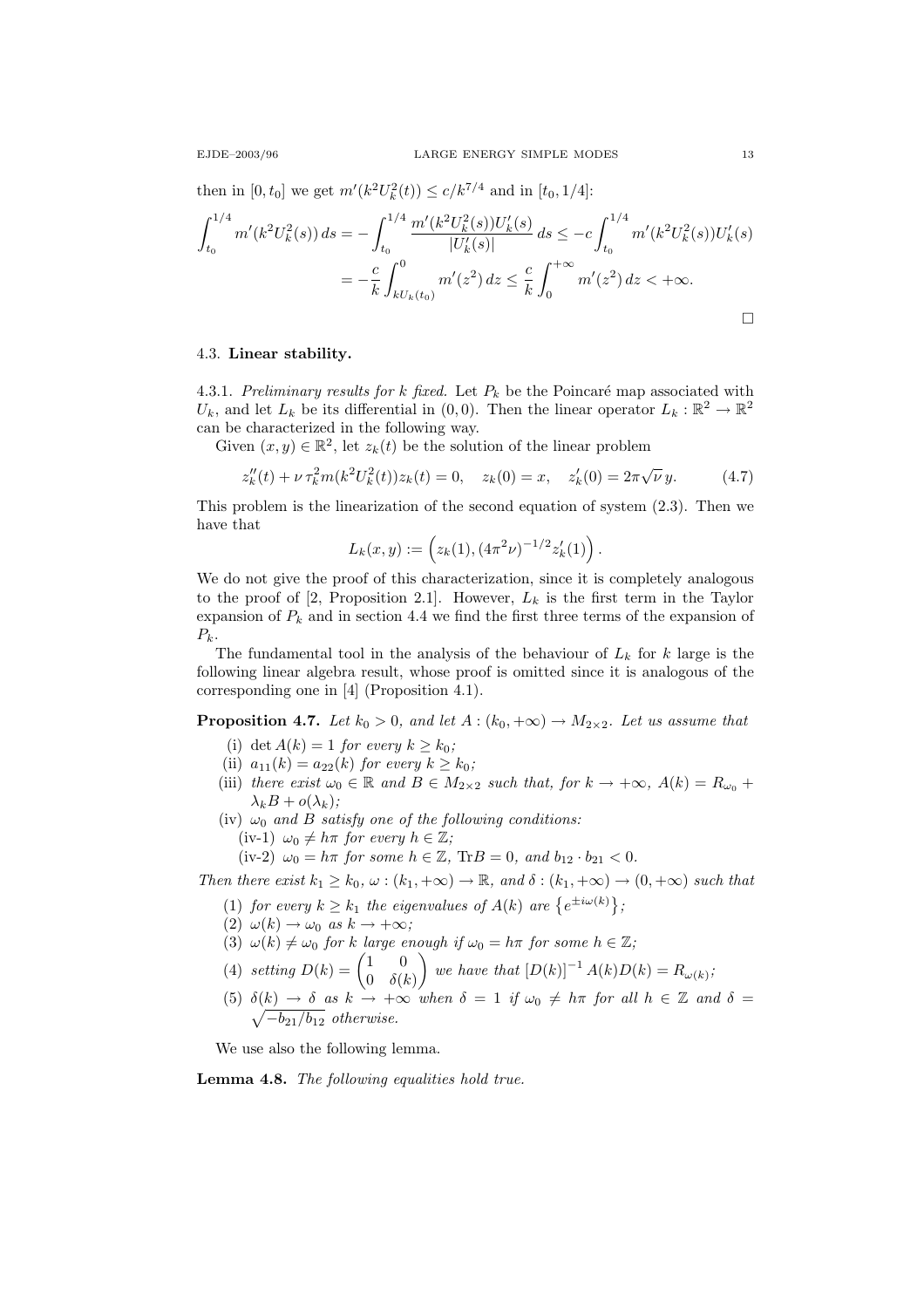then in $[0,t_0]$ we get $m'(k^2U_k^2(t)) \le c/k^{7/4}$ and in $[t_0, 1/4]$:

$$\int_{t_0}^{1/4} m'(k^2U_k^2(s))\,ds = -\int_{t_0}^{1/4} \frac{m'(k^2U_k^2(s))U_k'(s)}{|U_k'(s)|}\,ds \le -c\int_{t_0}^{1/4} m'(k^2U_k^2(s))U_k'(s)$$
$$= -\frac{c}{k}\int_{kU_k(t_0)}^{0} m'(z^2)\,dz \le \frac{c}{k}\int_0^{+\infty} m'(z^2)\,dz < +\infty.$$

□

### 4.3. Linear stability.

4.3.1. *Preliminary results for $k$ fixed.* Let $P_k$ be the Poincaré map associated with $U_k$, and let $L_k$ be its differential in $(0,0)$. Then the linear operator $L_k : \mathbb{R}^2 \to \mathbb{R}^2$ can be characterized in the following way.

Given $(x,y) \in \mathbb{R}^2$, let $z_k(t)$ be the solution of the linear problem

$$z_k''(t) + \nu\,\tau_k^2 m(k^2U_k^2(t))z_k(t) = 0, \quad z_k(0) = x, \quad z_k'(0) = 2\pi\sqrt{\nu}\,y. \tag{4.7}$$

This problem is the linearization of the second equation of system (2.3). Then we have that

$$L_k(x,y) := \left(z_k(1), (4\pi^2\nu)^{-1/2}z_k'(1)\right).$$

We do not give the proof of this characterization, since it is completely analogous to the proof of [2, Proposition 2.1]. However, $L_k$ is the first term in the Taylor expansion of $P_k$ and in section 4.4 we find the first three terms of the expansion of $P_k$.

The fundamental tool in the analysis of the behaviour of $L_k$ for $k$ large is the following linear algebra result, whose proof is omitted since it is analogous of the corresponding one in [4] (Proposition 4.1).

**Proposition 4.7.** *Let $k_0 > 0$, and let $A : (k_0, +\infty) \to M_{2\times 2}$. Let us assume that*

- (i) *$\det A(k) = 1$ for every $k \ge k_0$;*
- (ii) *$a_{11}(k) = a_{22}(k)$ for every $k \ge k_0$;*
- (iii) *there exist $\omega_0 \in \mathbb{R}$ and $B \in M_{2\times 2}$ such that, for $k \to +\infty$, $A(k) = R_{\omega_0} + \lambda_k B + o(\lambda_k)$;*
- (iv) *$\omega_0$ and $B$ satisfy one of the following conditions:*
  - (iv-1) *$\omega_0 \ne h\pi$ for every $h \in \mathbb{Z}$;*
  - (iv-2) *$\omega_0 = h\pi$ for some $h \in \mathbb{Z}$, $\mathrm{Tr}B = 0$, and $b_{12}\cdot b_{21} < 0$.*

*Then there exist $k_1 \ge k_0$, $\omega : (k_1, +\infty) \to \mathbb{R}$, and $\delta : (k_1, +\infty) \to (0, +\infty)$ such that*

- (1) *for every $k \ge k_1$ the eigenvalues of $A(k)$ are $\{e^{\pm i\omega(k)}\}$;*
- (2) *$\omega(k) \to \omega_0$ as $k \to +\infty$;*
- (3) *$\omega(k) \ne \omega_0$ for $k$ large enough if $\omega_0 = h\pi$ for some $h \in \mathbb{Z}$;*
- (4) *setting $D(k) = \begin{pmatrix} 1 & 0 \\ 0 & \delta(k)\end{pmatrix}$ we have that $[D(k)]^{-1}A(k)D(k) = R_{\omega(k)}$;*
- (5) *$\delta(k) \to \delta$ as $k \to +\infty$ when $\delta = 1$ if $\omega_0 \ne h\pi$ for all $h \in \mathbb{Z}$ and $\delta = \sqrt{-b_{21}/b_{12}}$ otherwise.*

We use also the following lemma.

**Lemma 4.8.** *The following equalities hold true.*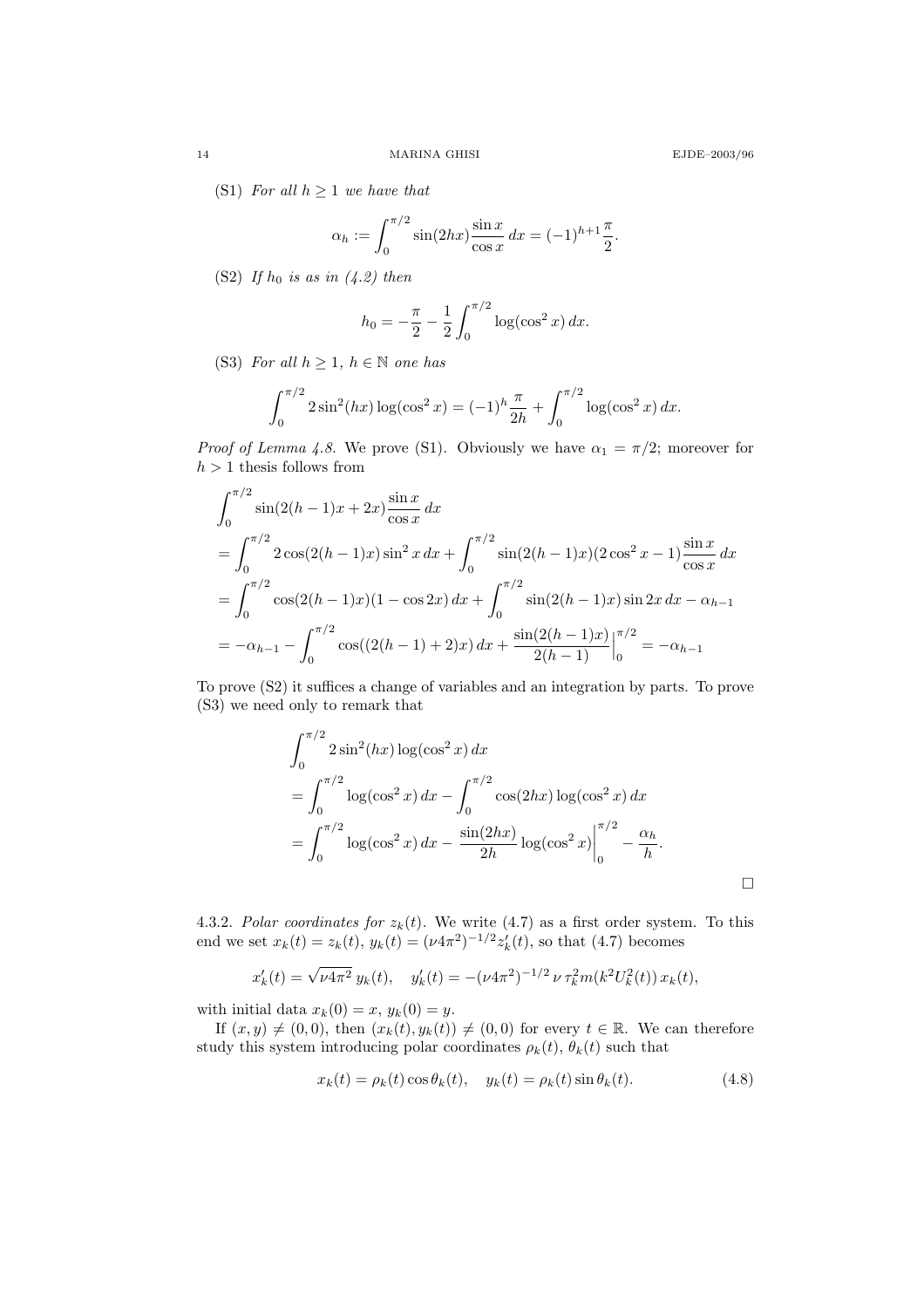(S1) *For all $h \geq 1$ we have that*

$$\alpha_h := \int_0^{\pi/2} \sin(2hx) \frac{\sin x}{\cos x}\, dx = (-1)^{h+1} \frac{\pi}{2}.$$

(S2) *If $h_0$ is as in (4.2) then*

$$h_0 = -\frac{\pi}{2} - \frac{1}{2} \int_0^{\pi/2} \log(\cos^2 x)\, dx.$$

(S3) *For all $h \geq 1$, $h \in \mathbb{N}$ one has*

$$\int_0^{\pi/2} 2\sin^2(hx) \log(\cos^2 x) = (-1)^h \frac{\pi}{2h} + \int_0^{\pi/2} \log(\cos^2 x)\, dx.$$

*Proof of Lemma 4.8.* We prove (S1). Obviously we have $\alpha_1 = \pi/2$; moreover for $h > 1$ thesis follows from

$$\begin{aligned}
&\int_0^{\pi/2} \sin(2(h-1)x + 2x) \frac{\sin x}{\cos x}\, dx \\
&= \int_0^{\pi/2} 2\cos(2(h-1)x) \sin^2 x\, dx + \int_0^{\pi/2} \sin(2(h-1)x)(2\cos^2 x - 1) \frac{\sin x}{\cos x}\, dx \\
&= \int_0^{\pi/2} \cos(2(h-1)x)(1 - \cos 2x)\, dx + \int_0^{\pi/2} \sin(2(h-1)x) \sin 2x\, dx - \alpha_{h-1} \\
&= -\alpha_{h-1} - \int_0^{\pi/2} \cos((2(h-1)+2)x)\, dx + \frac{\sin(2(h-1)x)}{2(h-1)}\Big|_0^{\pi/2} = -\alpha_{h-1}
\end{aligned}$$

To prove (S2) it suffices a change of variables and an integration by parts. To prove (S3) we need only to remark that

$$\begin{aligned}
&\int_0^{\pi/2} 2\sin^2(hx) \log(\cos^2 x)\, dx \\
&= \int_0^{\pi/2} \log(\cos^2 x)\, dx - \int_0^{\pi/2} \cos(2hx) \log(\cos^2 x)\, dx \\
&= \int_0^{\pi/2} \log(\cos^2 x)\, dx - \frac{\sin(2hx)}{2h} \log(\cos^2 x)\Big|_0^{\pi/2} - \frac{\alpha_h}{h}.
\end{aligned}$$

$\square$

4.3.2. *Polar coordinates for $z_k(t)$.* We write (4.7) as a first order system. To this end we set $x_k(t) = z_k(t)$, $y_k(t) = (\nu 4\pi^2)^{-1/2} z_k'(t)$, so that (4.7) becomes

$$x_k'(t) = \sqrt{\nu 4\pi^2}\, y_k(t), \quad y_k'(t) = -(\nu 4\pi^2)^{-1/2}\, \nu\, \tau_k^2 m(k^2 U_k^2(t))\, x_k(t),$$

with initial data $x_k(0) = x$, $y_k(0) = y$.

If $(x, y) \neq (0,0)$, then $(x_k(t), y_k(t)) \neq (0,0)$ for every $t \in \mathbb{R}$. We can therefore study this system introducing polar coordinates $\rho_k(t)$, $\theta_k(t)$ such that

$$x_k(t) = \rho_k(t) \cos\theta_k(t), \quad y_k(t) = \rho_k(t) \sin\theta_k(t). \tag{4.8}$$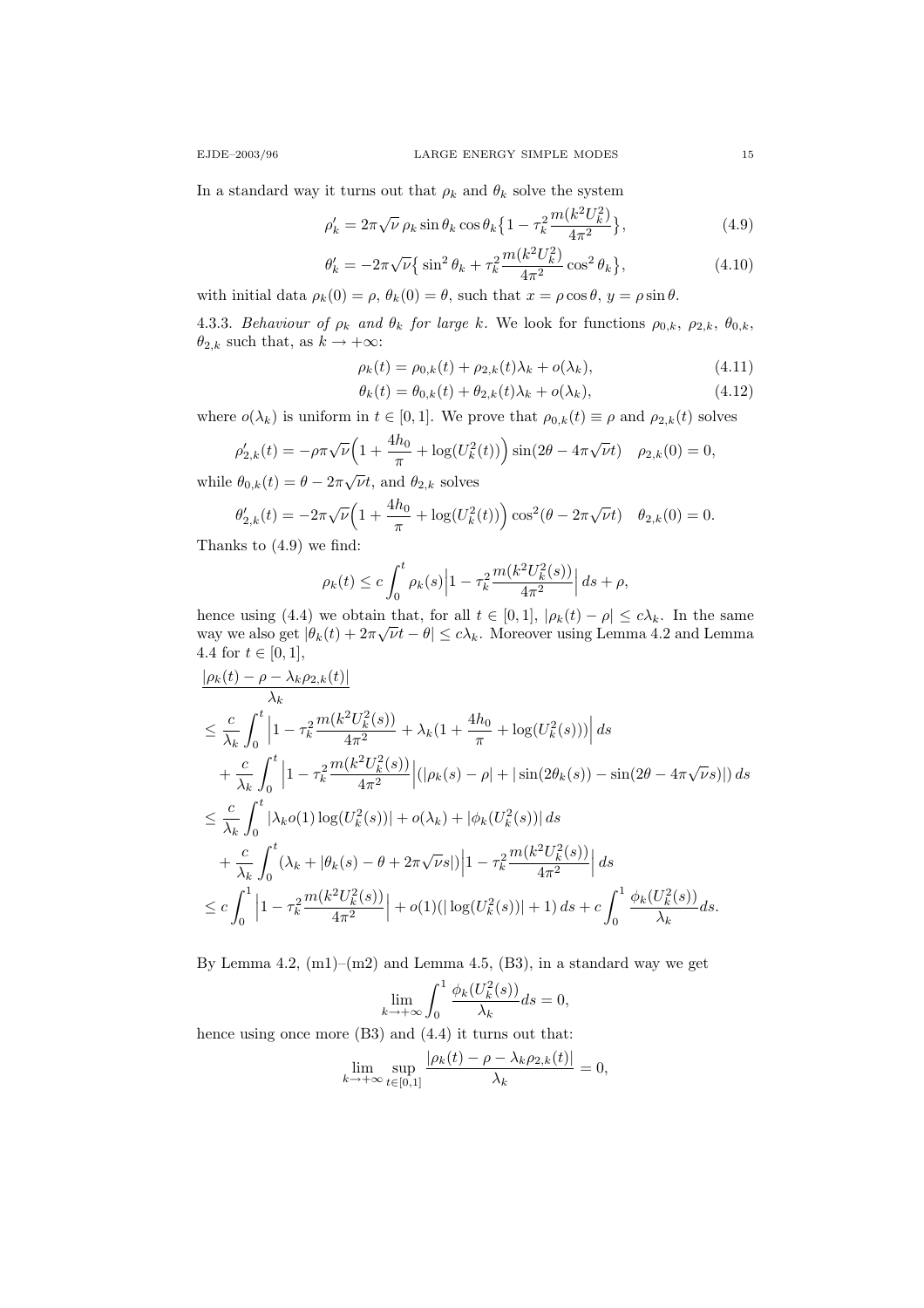In a standard way it turns out that $\rho_k$ and $\theta_k$ solve the system

$$\rho_k' = 2\pi\sqrt{\nu}\,\rho_k \sin\theta_k \cos\theta_k \big\{1 - \tau_k^2 \frac{m(k^2U_k^2)}{4\pi^2}\big\}, \tag{4.9}$$

$$\theta_k' = -2\pi\sqrt{\nu}\big\{\sin^2\theta_k + \tau_k^2\frac{m(k^2U_k^2)}{4\pi^2}\cos^2\theta_k\big\}, \tag{4.10}$$

with initial data $\rho_k(0) = \rho$, $\theta_k(0) = \theta$, such that $x = \rho\cos\theta$, $y = \rho\sin\theta$.

4.3.3. *Behaviour of $\rho_k$ and $\theta_k$ for large $k$.* We look for functions $\rho_{0,k}$, $\rho_{2,k}$, $\theta_{0,k}$, $\theta_{2,k}$ such that, as $k \to +\infty$:

$$\rho_k(t) = \rho_{0,k}(t) + \rho_{2,k}(t)\lambda_k + o(\lambda_k), \tag{4.11}$$

$$\theta_k(t) = \theta_{0,k}(t) + \theta_{2,k}(t)\lambda_k + o(\lambda_k), \tag{4.12}$$

where $o(\lambda_k)$ is uniform in $t \in [0,1]$. We prove that $\rho_{0,k}(t) \equiv \rho$ and $\rho_{2,k}(t)$ solves

$$\rho_{2,k}'(t) = -\rho\pi\sqrt{\nu}\Big(1 + \frac{4h_0}{\pi} + \log(U_k^2(t))\Big)\sin(2\theta - 4\pi\sqrt{\nu}t) \quad \rho_{2,k}(0) = 0,$$

while $\theta_{0,k}(t) = \theta - 2\pi\sqrt{\nu}t$, and $\theta_{2,k}$ solves

$$\theta_{2,k}'(t) = -2\pi\sqrt{\nu}\Big(1 + \frac{4h_0}{\pi} + \log(U_k^2(t))\Big)\cos^2(\theta - 2\pi\sqrt{\nu}t) \quad \theta_{2,k}(0) = 0.$$

Thanks to (4.9) we find:

$$\rho_k(t) \le c\int_0^t \rho_k(s)\Big|1 - \tau_k^2\frac{m(k^2U_k^2(s))}{4\pi^2}\Big|\,ds + \rho,$$

hence using (4.4) we obtain that, for all $t \in [0,1]$, $|\rho_k(t) - \rho| \le c\lambda_k$. In the same way we also get $|\theta_k(t) + 2\pi\sqrt{\nu}t - \theta| \le c\lambda_k$. Moreover using Lemma 4.2 and Lemma 4.4 for $t \in [0,1]$,

$$\begin{aligned}
&\frac{|\rho_k(t) - \rho - \lambda_k\rho_{2,k}(t)|}{\lambda_k} \\
&\le \frac{c}{\lambda_k}\int_0^t \Big|1 - \tau_k^2\frac{m(k^2U_k^2(s))}{4\pi^2} + \lambda_k\big(1 + \frac{4h_0}{\pi} + \log(U_k^2(s))\big)\Big|\,ds \\
&\quad + \frac{c}{\lambda_k}\int_0^t \Big|1 - \tau_k^2\frac{m(k^2U_k^2(s))}{4\pi^2}\Big|\big(|\rho_k(s) - \rho| + |\sin(2\theta_k(s)) - \sin(2\theta - 4\pi\sqrt{\nu}s)|\big)\,ds \\
&\le \frac{c}{\lambda_k}\int_0^t |\lambda_k o(1)\log(U_k^2(s))| + o(\lambda_k) + |\phi_k(U_k^2(s))|\,ds \\
&\quad + \frac{c}{\lambda_k}\int_0^t (\lambda_k + |\theta_k(s) - \theta + 2\pi\sqrt{\nu}s|)\Big|1 - \tau_k^2\frac{m(k^2U_k^2(s))}{4\pi^2}\Big|\,ds \\
&\le c\int_0^1 \Big|1 - \tau_k^2\frac{m(k^2U_k^2(s))}{4\pi^2}\Big| + o(1)(|\log(U_k^2(s))| + 1)\,ds + c\int_0^1 \frac{\phi_k(U_k^2(s))}{\lambda_k}ds.
\end{aligned}$$

By Lemma 4.2, (m1)–(m2) and Lemma 4.5, (B3), in a standard way we get

$$\lim_{k\to+\infty}\int_0^1 \frac{\phi_k(U_k^2(s))}{\lambda_k}ds = 0,$$

hence using once more (B3) and (4.4) it turns out that:

$$\lim_{k\to+\infty}\sup_{t\in[0,1]}\frac{|\rho_k(t) - \rho - \lambda_k\rho_{2,k}(t)|}{\lambda_k} = 0,$$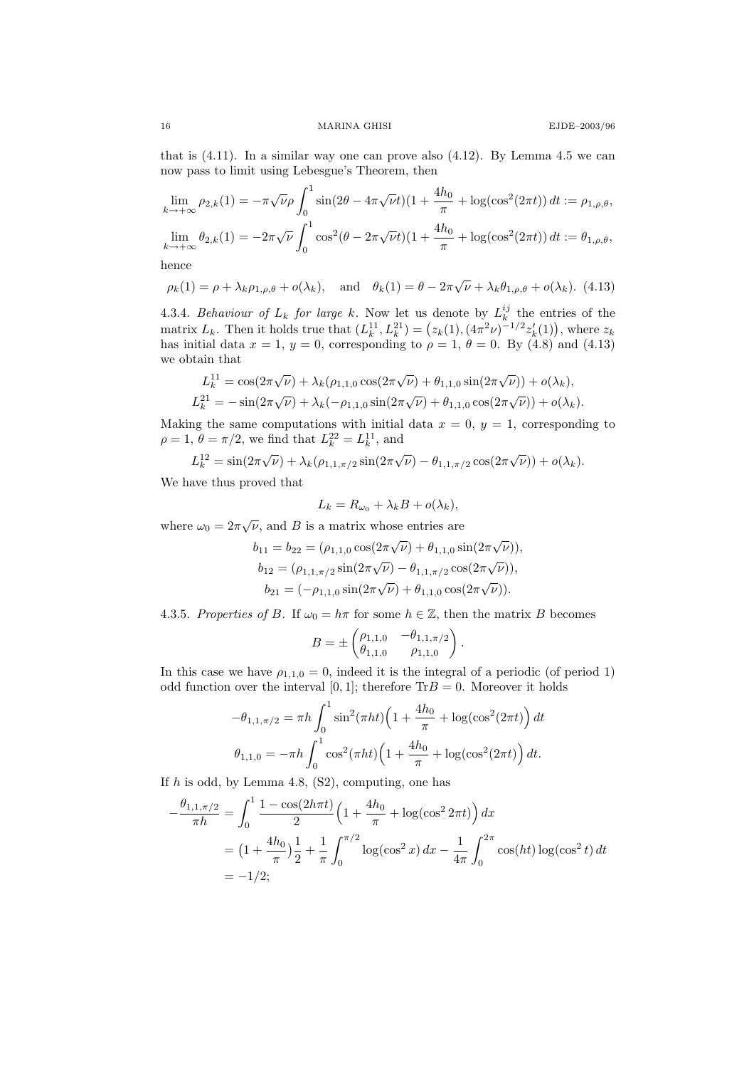that is (4.11). In a similar way one can prove also (4.12). By Lemma 4.5 we can now pass to limit using Lebesgue's Theorem, then

$$\lim_{k\to+\infty}\rho_{2,k}(1) = -\pi\sqrt{\nu}\rho\int_0^1 \sin(2\theta - 4\pi\sqrt{\nu}t)(1+\frac{4h_0}{\pi}+\log(\cos^2(2\pi t))\,dt := \rho_{1,\rho,\theta},$$

$$\lim_{k\to+\infty}\theta_{2,k}(1) = -2\pi\sqrt{\nu}\int_0^1 \cos^2(\theta - 2\pi\sqrt{\nu}t)(1+\frac{4h_0}{\pi}+\log(\cos^2(2\pi t))\,dt := \theta_{1,\rho,\theta},$$

hence

$$\rho_k(1) = \rho + \lambda_k\rho_{1,\rho,\theta} + o(\lambda_k), \quad \text{and} \quad \theta_k(1) = \theta - 2\pi\sqrt{\nu} + \lambda_k\theta_{1,\rho,\theta} + o(\lambda_k). \quad (4.13)$$

4.3.4. *Behaviour of $L_k$ for large $k$.* Now let us denote by $L_k^{ij}$ the entries of the matrix $L_k$. Then it holds true that $(L_k^{11}, L_k^{21}) = \big(z_k(1), (4\pi^2\nu)^{-1/2}z_k'(1)\big)$, where $z_k$ has initial data $x = 1$, $y = 0$, corresponding to $\rho = 1$, $\theta = 0$. By (4.8) and (4.13) we obtain that

$$L_k^{11} = \cos(2\pi\sqrt{\nu}) + \lambda_k(\rho_{1,1,0}\cos(2\pi\sqrt{\nu}) + \theta_{1,1,0}\sin(2\pi\sqrt{\nu})) + o(\lambda_k),$$
$$L_k^{21} = -\sin(2\pi\sqrt{\nu}) + \lambda_k(-\rho_{1,1,0}\sin(2\pi\sqrt{\nu}) + \theta_{1,1,0}\cos(2\pi\sqrt{\nu})) + o(\lambda_k).$$

Making the same computations with initial data $x = 0$, $y = 1$, corresponding to $\rho = 1$, $\theta = \pi/2$, we find that $L_k^{22} = L_k^{11}$, and

$$L_k^{12} = \sin(2\pi\sqrt{\nu}) + \lambda_k(\rho_{1,1,\pi/2}\sin(2\pi\sqrt{\nu}) - \theta_{1,1,\pi/2}\cos(2\pi\sqrt{\nu})) + o(\lambda_k).$$

We have thus proved that

$$L_k = R_{\omega_0} + \lambda_k B + o(\lambda_k),$$

where $\omega_0 = 2\pi\sqrt{\nu}$, and $B$ is a matrix whose entries are

$$b_{11} = b_{22} = (\rho_{1,1,0}\cos(2\pi\sqrt{\nu}) + \theta_{1,1,0}\sin(2\pi\sqrt{\nu})),$$
$$b_{12} = (\rho_{1,1,\pi/2}\sin(2\pi\sqrt{\nu}) - \theta_{1,1,\pi/2}\cos(2\pi\sqrt{\nu})),$$
$$b_{21} = (-\rho_{1,1,0}\sin(2\pi\sqrt{\nu}) + \theta_{1,1,0}\cos(2\pi\sqrt{\nu})).$$

4.3.5. *Properties of $B$.* If $\omega_0 = h\pi$ for some $h \in \mathbb{Z}$, then the matrix $B$ becomes

$$B = \pm\begin{pmatrix} \rho_{1,1,0} & -\theta_{1,1,\pi/2} \\ \theta_{1,1,0} & \rho_{1,1,0}\end{pmatrix}.$$

In this case we have $\rho_{1,1,0} = 0$, indeed it is the integral of a periodic (of period 1) odd function over the interval $[0, 1]$; therefore $\mathrm{Tr}B = 0$. Moreover it holds

$$-\theta_{1,1,\pi/2} = \pi h\int_0^1 \sin^2(\pi h t)\Big(1+\frac{4h_0}{\pi}+\log(\cos^2(2\pi t)\Big)\,dt$$
$$\theta_{1,1,0} = -\pi h\int_0^1 \cos^2(\pi h t)\Big(1+\frac{4h_0}{\pi}+\log(\cos^2(2\pi t)\Big)\,dt.$$

If $h$ is odd, by Lemma 4.8, (S2), computing, one has

$$\begin{aligned}
-\frac{\theta_{1,1,\pi/2}}{\pi h} &= \int_0^1 \frac{1-\cos(2h\pi t)}{2}\Big(1+\frac{4h_0}{\pi}+\log(\cos^2 2\pi t)\Big)\,dx \\
&= \big(1+\frac{4h_0}{\pi}\big)\frac{1}{2} + \frac{1}{\pi}\int_0^{\pi/2}\log(\cos^2 x)\,dx - \frac{1}{4\pi}\int_0^{2\pi}\cos(ht)\log(\cos^2 t)\,dt \\
&= -1/2;
\end{aligned}$$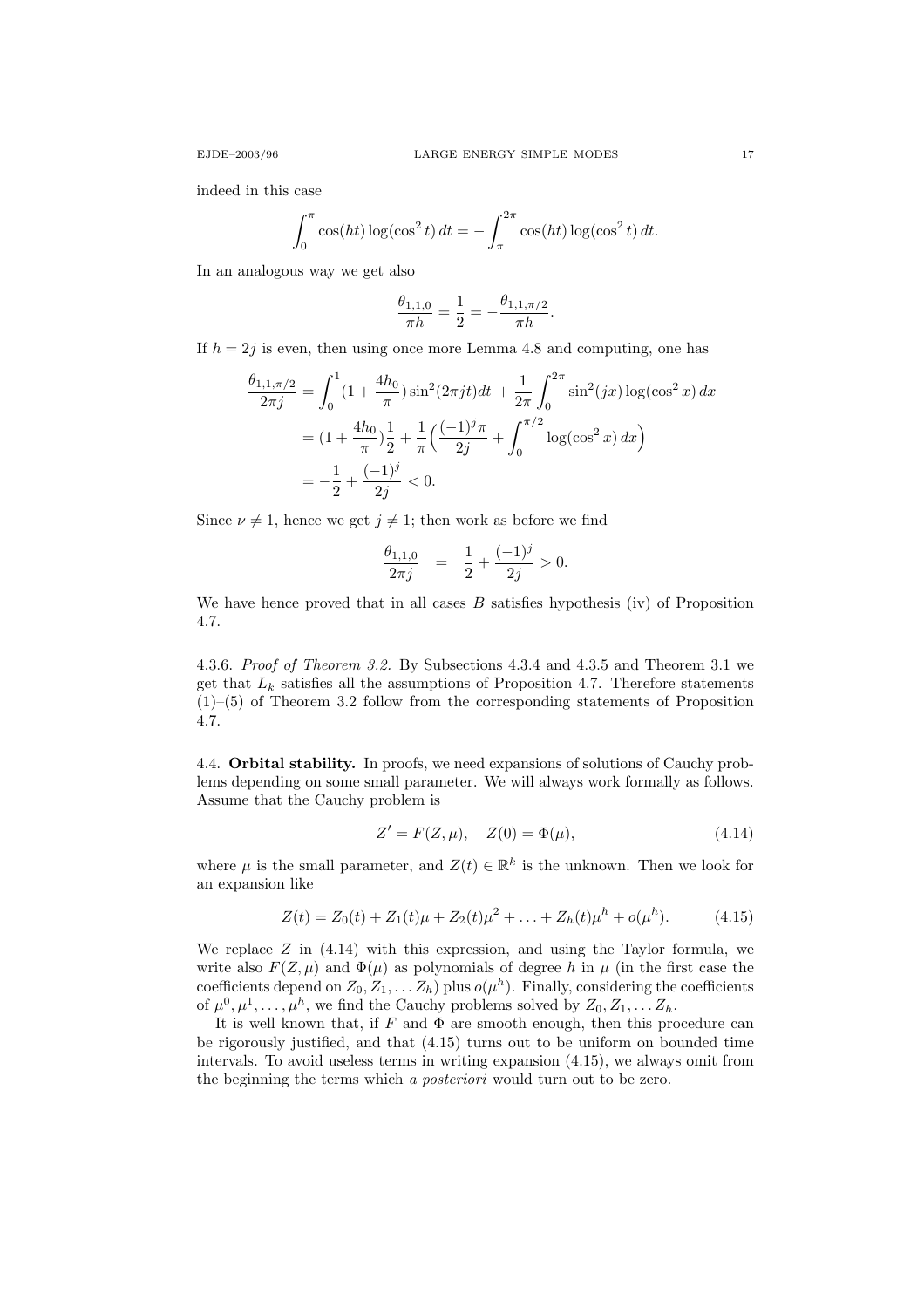indeed in this case

$$\int_0^{\pi} \cos(ht) \log(\cos^2 t)\, dt = -\int_{\pi}^{2\pi} \cos(ht) \log(\cos^2 t)\, dt.$$

In an analogous way we get also

$$\frac{\theta_{1,1,0}}{\pi h} = \frac{1}{2} = -\frac{\theta_{1,1,\pi/2}}{\pi h}.$$

If $h = 2j$ is even, then using once more Lemma 4.8 and computing, one has

$$\begin{aligned}
-\frac{\theta_{1,1,\pi/2}}{2\pi j} &= \int_0^1 (1 + \frac{4h_0}{\pi}) \sin^2(2\pi j t) dt \;+ \frac{1}{2\pi}\int_0^{2\pi} \sin^2(jx) \log(\cos^2 x)\, dx \\
&= (1 + \frac{4h_0}{\pi})\frac{1}{2} + \frac{1}{\pi}\Big(\frac{(-1)^j \pi}{2j} + \int_0^{\pi/2} \log(\cos^2 x)\, dx\Big) \\
&= -\frac{1}{2} + \frac{(-1)^j}{2j} < 0.
\end{aligned}$$

Since $\nu \neq 1$, hence we get $j \neq 1$; then work as before we find

$$\frac{\theta_{1,1,0}}{2\pi j} \quad = \quad \frac{1}{2} + \frac{(-1)^j}{2j} > 0.$$

We have hence proved that in all cases $B$ satisfies hypothesis (iv) of Proposition 4.7.

4.3.6. *Proof of Theorem 3.2.* By Subsections 4.3.4 and 4.3.5 and Theorem 3.1 we get that $L_k$ satisfies all the assumptions of Proposition 4.7. Therefore statements (1)–(5) of Theorem 3.2 follow from the corresponding statements of Proposition 4.7.

4.4. **Orbital stability.** In proofs, we need expansions of solutions of Cauchy problems depending on some small parameter. We will always work formally as follows. Assume that the Cauchy problem is

$$Z' = F(Z, \mu), \quad Z(0) = \Phi(\mu), \tag{4.14}$$

where $\mu$ is the small parameter, and $Z(t) \in \mathbb{R}^k$ is the unknown. Then we look for an expansion like

$$Z(t) = Z_0(t) + Z_1(t)\mu + Z_2(t)\mu^2 + \ldots + Z_h(t)\mu^h + o(\mu^h). \tag{4.15}$$

We replace $Z$ in (4.14) with this expression, and using the Taylor formula, we write also $F(Z, \mu)$ and $\Phi(\mu)$ as polynomials of degree $h$ in $\mu$ (in the first case the coefficients depend on $Z_0, Z_1, \ldots Z_h$) plus $o(\mu^h)$. Finally, considering the coefficients of $\mu^0, \mu^1, \ldots, \mu^h$, we find the Cauchy problems solved by $Z_0, Z_1, \ldots Z_h$.

It is well known that, if $F$ and $\Phi$ are smooth enough, then this procedure can be rigorously justified, and that (4.15) turns out to be uniform on bounded time intervals. To avoid useless terms in writing expansion (4.15), we always omit from the beginning the terms which *a posteriori* would turn out to be zero.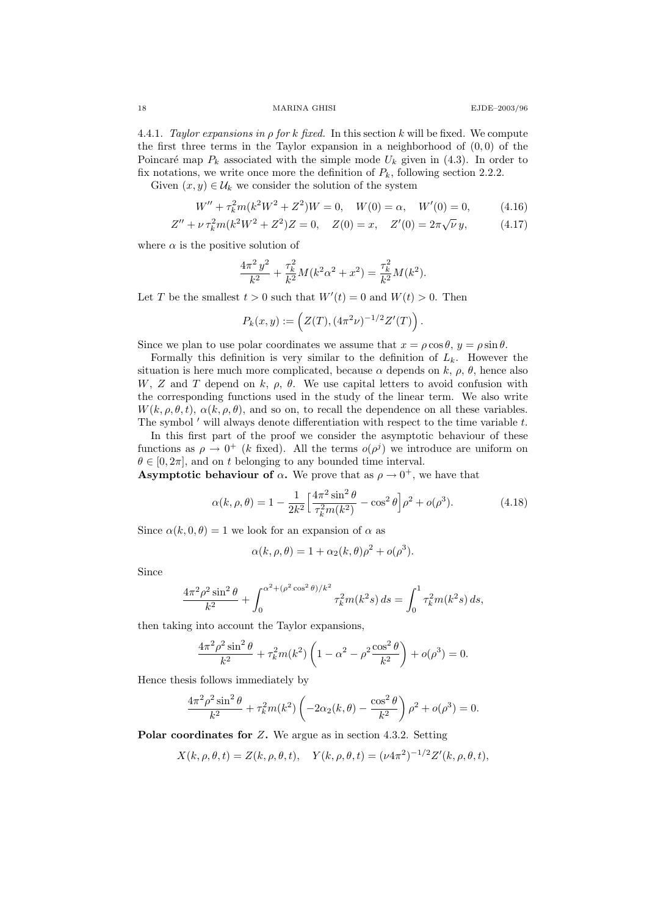4.4.1. *Taylor expansions in $\rho$ for $k$ fixed.* In this section $k$ will be fixed. We compute the first three terms in the Taylor expansion in a neighborhood of $(0,0)$ of the Poincaré map $P_k$ associated with the simple mode $U_k$ given in (4.3). In order to fix notations, we write once more the definition of $P_k$, following section 2.2.2.

Given $(x,y) \in \mathcal{U}_k$ we consider the solution of the system

$$W'' + \tau_k^2 m(k^2W^2 + Z^2)W = 0, \quad W(0) = \alpha, \quad W'(0) = 0, \tag{4.16}$$

$$Z'' + \nu\, \tau_k^2 m(k^2W^2 + Z^2)Z = 0, \quad Z(0) = x, \quad Z'(0) = 2\pi\sqrt{\nu}\, y, \tag{4.17}$$

where $\alpha$ is the positive solution of

$$\frac{4\pi^2 y^2}{k^2} + \frac{\tau_k^2}{k^2} M(k^2\alpha^2 + x^2) = \frac{\tau_k^2}{k^2} M(k^2).$$

Let $T$ be the smallest $t > 0$ such that $W'(t) = 0$ and $W(t) > 0$. Then

$$P_k(x,y) := \Big(Z(T), (4\pi^2\nu)^{-1/2} Z'(T)\Big).$$

Since we plan to use polar coordinates we assume that $x = \rho\cos\theta$, $y = \rho\sin\theta$.

Formally this definition is very similar to the definition of $L_k$. However the situation is here much more complicated, because $\alpha$ depends on $k$, $\rho$, $\theta$, hence also $W$, $Z$ and $T$ depend on $k$, $\rho$, $\theta$. We use capital letters to avoid confusion with the corresponding functions used in the study of the linear term. We also write $W(k,\rho,\theta,t)$, $\alpha(k,\rho,\theta)$, and so on, to recall the dependence on all these variables. The symbol $'$ will always denote differentiation with respect to the time variable $t$.

In this first part of the proof we consider the asymptotic behaviour of these functions as $\rho \to 0^+$ ($k$ fixed). All the terms $o(\rho^j)$ we introduce are uniform on $\theta \in [0, 2\pi]$, and on $t$ belonging to any bounded time interval.

**Asymptotic behaviour of $\alpha$.** We prove that as $\rho \to 0^+$, we have that

$$\alpha(k,\rho,\theta) = 1 - \frac{1}{2k^2}\Big[\frac{4\pi^2\sin^2\theta}{\tau_k^2 m(k^2)} - \cos^2\theta\Big]\rho^2 + o(\rho^3). \tag{4.18}$$

Since $\alpha(k,0,\theta) = 1$ we look for an expansion of $\alpha$ as

$$\alpha(k,\rho,\theta) = 1 + \alpha_2(k,\theta)\rho^2 + o(\rho^3).$$

Since

$$\frac{4\pi^2\rho^2\sin^2\theta}{k^2} + \int_0^{\alpha^2 + (\rho^2\cos^2\theta)/k^2} \tau_k^2 m(k^2 s)\, ds = \int_0^1 \tau_k^2 m(k^2 s)\, ds,$$

then taking into account the Taylor expansions,

$$\frac{4\pi^2\rho^2\sin^2\theta}{k^2} + \tau_k^2 m(k^2)\left(1 - \alpha^2 - \rho^2\frac{\cos^2\theta}{k^2}\right) + o(\rho^3) = 0.$$

Hence thesis follows immediately by

$$\frac{4\pi^2\rho^2\sin^2\theta}{k^2} + \tau_k^2 m(k^2)\left(-2\alpha_2(k,\theta) - \frac{\cos^2\theta}{k^2}\right)\rho^2 + o(\rho^3) = 0.$$

**Polar coordinates for $Z$.** We argue as in section 4.3.2. Setting

$$X(k,\rho,\theta,t) = Z(k,\rho,\theta,t), \quad Y(k,\rho,\theta,t) = (\nu 4\pi^2)^{-1/2} Z'(k,\rho,\theta,t),$$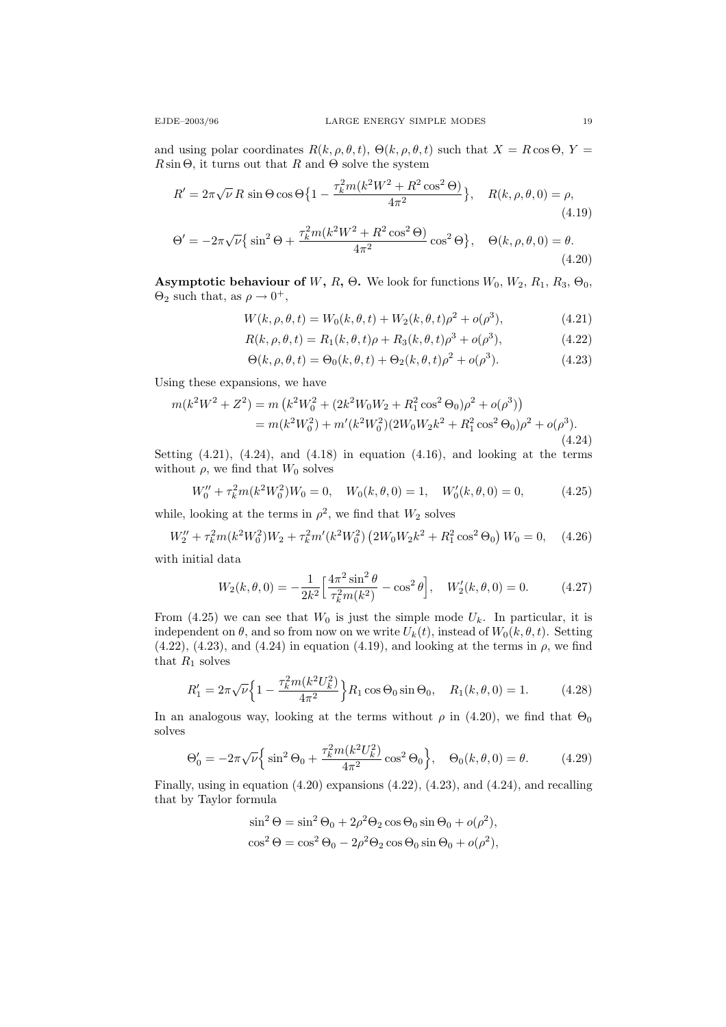and using polar coordinates $R(k,\rho,\theta,t)$, $\Theta(k,\rho,\theta,t)$ such that $X = R\cos\Theta$, $Y = R\sin\Theta$, it turns out that $R$ and $\Theta$ solve the system

$$R' = 2\pi\sqrt{\nu}\, R\,\sin\Theta\cos\Theta\big\{1 - \frac{\tau_k^2 m(k^2W^2 + R^2\cos^2\Theta)}{4\pi^2}\big\}, \quad R(k,\rho,\theta,0) = \rho, \tag{4.19}$$

$$\Theta' = -2\pi\sqrt{\nu}\big\{\sin^2\Theta + \frac{\tau_k^2 m(k^2W^2 + R^2\cos^2\Theta)}{4\pi^2}\cos^2\Theta\big\}, \quad \Theta(k,\rho,\theta,0) = \theta. \tag{4.20}$$

**Asymptotic behaviour of $W$, $R$, $\Theta$.** We look for functions $W_0$, $W_2$, $R_1$, $R_3$, $\Theta_0$, $\Theta_2$ such that, as $\rho \to 0^+$,

$$W(k,\rho,\theta,t) = W_0(k,\theta,t) + W_2(k,\theta,t)\rho^2 + o(\rho^3), \tag{4.21}$$

$$R(k,\rho,\theta,t) = R_1(k,\theta,t)\rho + R_3(k,\theta,t)\rho^3 + o(\rho^3), \tag{4.22}$$

$$\Theta(k,\rho,\theta,t) = \Theta_0(k,\theta,t) + \Theta_2(k,\theta,t)\rho^2 + o(\rho^3). \tag{4.23}$$

Using these expansions, we have

$$\begin{aligned}
m(k^2W^2 + Z^2) &= m\left(k^2W_0^2 + (2k^2W_0W_2 + R_1^2\cos^2\Theta_0)\rho^2 + o(\rho^3)\right)\\
&= m(k^2W_0^2) + m'(k^2W_0^2)(2W_0W_2k^2 + R_1^2\cos^2\Theta_0)\rho^2 + o(\rho^3).
\end{aligned} \tag{4.24}$$

Setting (4.21), (4.24), and (4.18) in equation (4.16), and looking at the terms without $\rho$, we find that $W_0$ solves

$$W_0'' + \tau_k^2 m(k^2W_0^2)W_0 = 0, \quad W_0(k,\theta,0) = 1, \quad W_0'(k,\theta,0) = 0, \tag{4.25}$$

while, looking at the terms in $\rho^2$, we find that $W_2$ solves

$$W_2'' + \tau_k^2 m(k^2W_0^2)W_2 + \tau_k^2 m'(k^2W_0^2)\left(2W_0W_2k^2 + R_1^2\cos^2\Theta_0\right)W_0 = 0, \tag{4.26}$$

with initial data

$$W_2(k,\theta,0) = -\frac{1}{2k^2}\Big[\frac{4\pi^2\sin^2\theta}{\tau_k^2 m(k^2)} - \cos^2\theta\Big], \quad W_2'(k,\theta,0) = 0. \tag{4.27}$$

From (4.25) we can see that $W_0$ is just the simple mode $U_k$. In particular, it is independent on $\theta$, and so from now on we write $U_k(t)$, instead of $W_0(k,\theta,t)$. Setting (4.22), (4.23), and (4.24) in equation (4.19), and looking at the terms in $\rho$, we find that $R_1$ solves

$$R_1' = 2\pi\sqrt{\nu}\Big\{1 - \frac{\tau_k^2 m(k^2U_k^2)}{4\pi^2}\Big\}R_1\cos\Theta_0\sin\Theta_0, \quad R_1(k,\theta,0) = 1. \tag{4.28}$$

In an analogous way, looking at the terms without $\rho$ in (4.20), we find that $\Theta_0$ solves

$$\Theta_0' = -2\pi\sqrt{\nu}\Big\{\sin^2\Theta_0 + \frac{\tau_k^2 m(k^2U_k^2)}{4\pi^2}\cos^2\Theta_0\Big\}, \quad \Theta_0(k,\theta,0) = \theta. \tag{4.29}$$

Finally, using in equation (4.20) expansions (4.22), (4.23), and (4.24), and recalling that by Taylor formula

$$\sin^2\Theta = \sin^2\Theta_0 + 2\rho^2\Theta_2\cos\Theta_0\sin\Theta_0 + o(\rho^2),$$
$$\cos^2\Theta = \cos^2\Theta_0 - 2\rho^2\Theta_2\cos\Theta_0\sin\Theta_0 + o(\rho^2),$$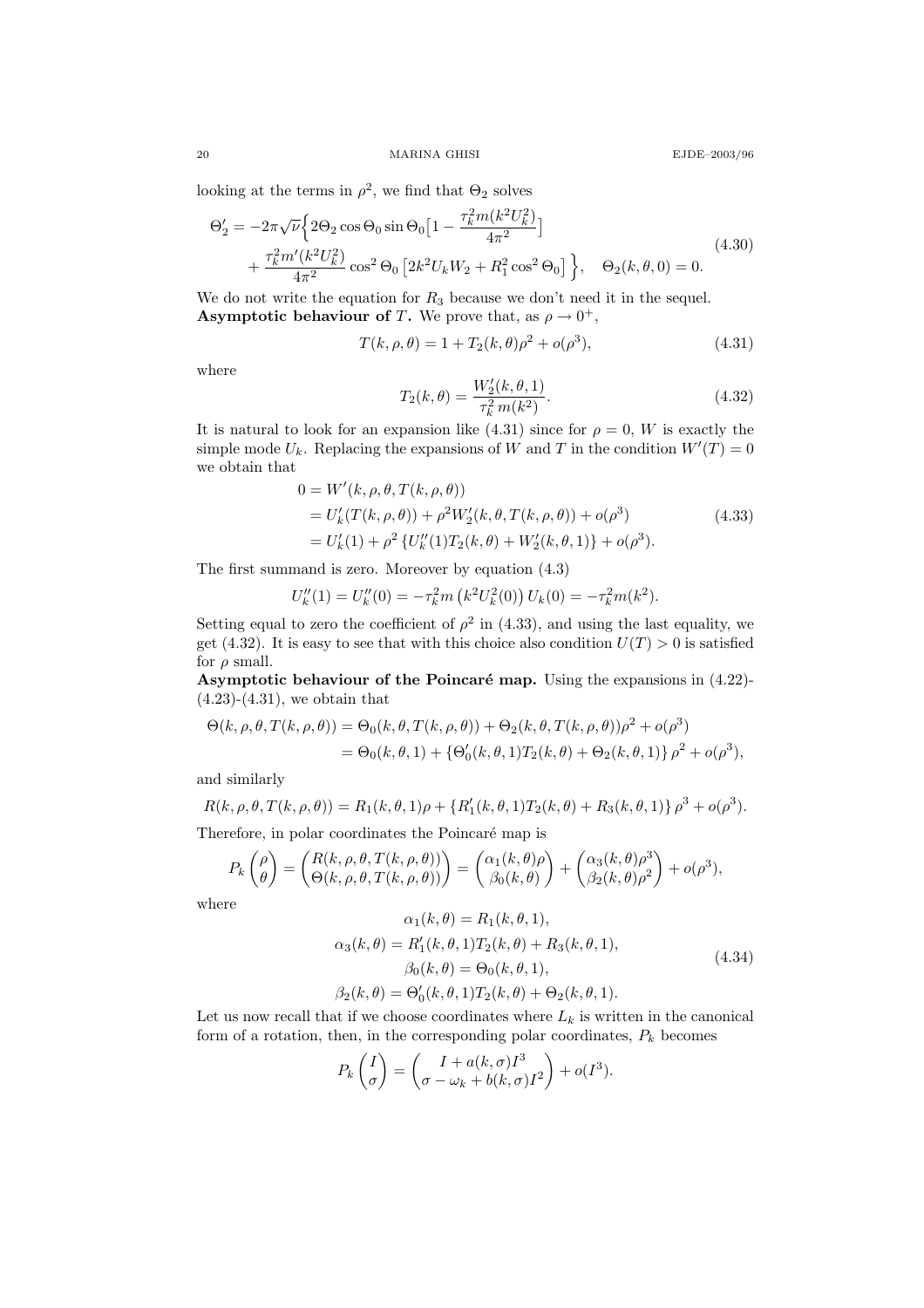looking at the terms in $\rho^2$, we find that $\Theta_2$ solves

$$
\begin{aligned}
\Theta_2' = -2\pi\sqrt{\nu}\Big\{ & 2\Theta_2 \cos\Theta_0 \sin\Theta_0 \big[1 - \frac{\tau_k^2 m(k^2 U_k^2)}{4\pi^2}\big] \\
& + \frac{\tau_k^2 m'(k^2 U_k^2)}{4\pi^2} \cos^2\Theta_0 \left[2k^2 U_k W_2 + R_1^2 \cos^2\Theta_0\right] \Big\}, \quad \Theta_2(k,\theta,0) = 0.
\end{aligned}
\tag{4.30}
$$

We do not write the equation for $R_3$ because we don't need it in the sequel.

**Asymptotic behaviour of $T$.** We prove that, as $\rho \to 0^+$,

$$
T(k,\rho,\theta) = 1 + T_2(k,\theta)\rho^2 + o(\rho^3), \tag{4.31}
$$

where

$$
T_2(k,\theta) = \frac{W_2'(k,\theta,1)}{\tau_k^2\, m(k^2)}. \tag{4.32}
$$

It is natural to look for an expansion like (4.31) since for $\rho = 0$, $W$ is exactly the simple mode $U_k$. Replacing the expansions of $W$ and $T$ in the condition $W'(T) = 0$ we obtain that

$$
\begin{aligned}
0 &= W'(k,\rho,\theta,T(k,\rho,\theta)) \\
&= U_k'(T(k,\rho,\theta)) + \rho^2 W_2'(k,\theta,T(k,\rho,\theta)) + o(\rho^3) \\
&= U_k'(1) + \rho^2 \left\{U_k''(1) T_2(k,\theta) + W_2'(k,\theta,1)\right\} + o(\rho^3).
\end{aligned}
\tag{4.33}
$$

The first summand is zero. Moreover by equation (4.3)

$$
U_k''(1) = U_k''(0) = -\tau_k^2 m\left(k^2 U_k^2(0)\right) U_k(0) = -\tau_k^2 m(k^2).
$$

Setting equal to zero the coefficient of $\rho^2$ in (4.33), and using the last equality, we get (4.32). It is easy to see that with this choice also condition $U(T) > 0$ is satisfied for $\rho$ small.

**Asymptotic behaviour of the Poincaré map.** Using the expansions in (4.22)-(4.23)-(4.31), we obtain that

$$
\begin{aligned}
\Theta(k,\rho,\theta,T(k,\rho,\theta)) &= \Theta_0(k,\theta,T(k,\rho,\theta)) + \Theta_2(k,\theta,T(k,\rho,\theta))\rho^2 + o(\rho^3) \\
&= \Theta_0(k,\theta,1) + \left\{\Theta_0'(k,\theta,1)T_2(k,\theta) + \Theta_2(k,\theta,1)\right\}\rho^2 + o(\rho^3),
\end{aligned}
$$

and similarly

$$
R(k,\rho,\theta,T(k,\rho,\theta)) = R_1(k,\theta,1)\rho + \left\{R_1'(k,\theta,1)T_2(k,\theta) + R_3(k,\theta,1)\right\}\rho^3 + o(\rho^3).
$$

Therefore, in polar coordinates the Poincaré map is

$$
P_k\begin{pmatrix}\rho\\ \theta\end{pmatrix} = \begin{pmatrix}R(k,\rho,\theta,T(k,\rho,\theta))\\ \Theta(k,\rho,\theta,T(k,\rho,\theta))\end{pmatrix} = \begin{pmatrix}\alpha_1(k,\theta)\rho\\ \beta_0(k,\theta)\end{pmatrix} + \begin{pmatrix}\alpha_3(k,\theta)\rho^3\\ \beta_2(k,\theta)\rho^2\end{pmatrix} + o(\rho^3),
$$

where

$$
\begin{aligned}
\alpha_1(k,\theta) &= R_1(k,\theta,1), \\
\alpha_3(k,\theta) &= R_1'(k,\theta,1)T_2(k,\theta) + R_3(k,\theta,1), \\
\beta_0(k,\theta) &= \Theta_0(k,\theta,1), \\
\beta_2(k,\theta) &= \Theta_0'(k,\theta,1)T_2(k,\theta) + \Theta_2(k,\theta,1).
\end{aligned}
\tag{4.34}
$$

Let us now recall that if we choose coordinates where $L_k$ is written in the canonical form of a rotation, then, in the corresponding polar coordinates, $P_k$ becomes

$$
P_k\begin{pmatrix}I\\ \sigma\end{pmatrix} = \begin{pmatrix}I + a(k,\sigma)I^3\\ \sigma - \omega_k + b(k,\sigma)I^2\end{pmatrix} + o(I^3).
$$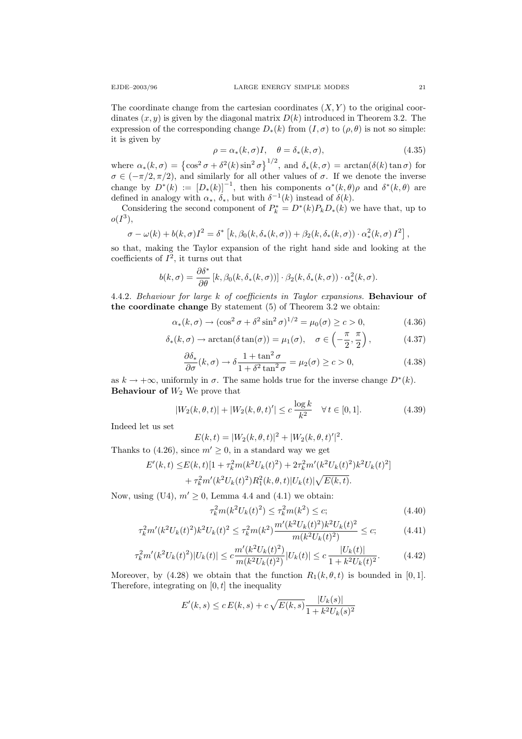The coordinate change from the cartesian coordinates $(X, Y)$ to the original coordinates $(x, y)$ is given by the diagonal matrix $D(k)$ introduced in Theorem 3.2. The expression of the corresponding change $D_*(k)$ from $(I, \sigma)$ to $(\rho, \theta)$ is not so simple: it is given by

$$\rho = \alpha_*(k, \sigma) I, \quad \theta = \delta_*(k, \sigma), \tag{4.35}$$

where $\alpha_*(k, \sigma) = \left\{\cos^2 \sigma + \delta^2(k) \sin^2 \sigma\right\}^{1/2}$, and $\delta_*(k, \sigma) = \arctan(\delta(k) \tan \sigma)$ for $\sigma \in (-\pi/2, \pi/2)$, and similarly for all other values of $\sigma$. If we denote the inverse change by $D^*(k) := [D_*(k)]^{-1}$, then his components $\alpha^*(k, \theta)\rho$ and $\delta^*(k, \theta)$ are defined in analogy with $\alpha_*$, $\delta_*$, but with $\delta^{-1}(k)$ instead of $\delta(k)$.

Considering the second component of $P_k^* = D^*(k) P_k D_*(k)$ we have that, up to $o(I^3)$,

$$\sigma - \omega(k) + b(k, \sigma) I^2 = \delta^* \left[k, \beta_0(k, \delta_*(k, \sigma)) + \beta_2(k, \delta_*(k, \sigma)) \cdot \alpha_*^2(k, \sigma)\, I^2\right],$$

so that, making the Taylor expansion of the right hand side and looking at the coefficients of $I^2$, it turns out that

$$b(k, \sigma) = \frac{\partial \delta^*}{\partial \theta}\left[k, \beta_0(k, \delta_*(k, \sigma))\right] \cdot \beta_2(k, \delta_*(k, \sigma)) \cdot \alpha_*^2(k, \sigma).$$

4.4.2. *Behaviour for large $k$ of coefficients in Taylor expansions.* **Behaviour of the coordinate change** By statement (5) of Theorem 3.2 we obtain:

$$\alpha_*(k, \sigma) \to (\cos^2 \sigma + \delta^2 \sin^2 \sigma)^{1/2} = \mu_0(\sigma) \geq c > 0, \tag{4.36}$$

$$\delta_*(k, \sigma) \to \arctan(\delta \tan(\sigma)) = \mu_1(\sigma), \quad \sigma \in \left(-\frac{\pi}{2}, \frac{\pi}{2}\right), \tag{4.37}$$

$$\frac{\partial \delta_*}{\partial \sigma}(k, \sigma) \to \delta \frac{1 + \tan^2 \sigma}{1 + \delta^2 \tan^2 \sigma} = \mu_2(\sigma) \geq c > 0, \tag{4.38}$$

as $k \to +\infty$, uniformly in $\sigma$. The same holds true for the inverse change $D^*(k)$.

**Behaviour of $W_2$** We prove that

$$|W_2(k, \theta, t)| + |W_2(k, \theta, t)'| \leq c\, \frac{\log k}{k^2} \quad \forall t \in [0, 1]. \tag{4.39}$$

Indeed let us set

$$E(k, t) = |W_2(k, \theta, t)|^2 + |W_2(k, \theta, t)'|^2.$$

Thanks to (4.26), since $m' \geq 0$, in a standard way we get

$$\begin{aligned} E'(k, t) \leq & E(k, t)[1 + \tau_k^2 m(k^2 U_k(t)^2) + 2\tau_k^2 m'(k^2 U_k(t)^2) k^2 U_k(t)^2] \\ & + \tau_k^2 m'(k^2 U_k(t)^2) R_1^2(k, \theta, t) |U_k(t)| \sqrt{E(k, t)}. \end{aligned}$$

Now, using (U4), $m' \geq 0$, Lemma 4.4 and (4.1) we obtain:

$$\tau_k^2 m(k^2 U_k(t)^2) \leq \tau_k^2 m(k^2) \leq c; \tag{4.40}$$

$$\tau_k^2 m'(k^2 U_k(t)^2) k^2 U_k(t)^2 \leq \tau_k^2 m(k^2) \frac{m'(k^2 U_k(t)^2) k^2 U_k(t)^2}{m(k^2 U_k(t)^2)} \leq c; \tag{4.41}$$

$$\tau_k^2 m'(k^2 U_k(t)^2) |U_k(t)| \leq c \frac{m'(k^2 U_k(t)^2)}{m(k^2 U_k(t)^2)} |U_k(t)| \leq c\, \frac{|U_k(t)|}{1 + k^2 U_k(t)^2}. \tag{4.42}$$

Moreover, by (4.28) we obtain that the function $R_1(k, \theta, t)$ is bounded in $[0, 1]$. Therefore, integrating on $[0, t]$ the inequality

$$E'(k, s) \leq c\, E(k, s) + c \sqrt{E(k, s)} \frac{|U_k(s)|}{1 + k^2 U_k(s)^2}$$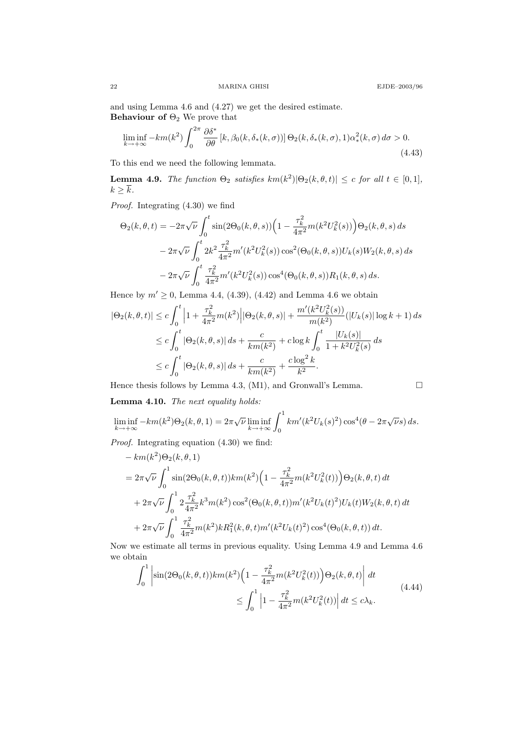and using Lemma 4.6 and (4.27) we get the desired estimate.
**Behaviour of** $\Theta_2$ We prove that

$$\liminf_{k\to+\infty} -km(k^2)\int_0^{2\pi} \frac{\partial \delta^*}{\partial \theta}\left[k, \beta_0(k,\delta_*(k,\sigma))\right]\Theta_2(k,\delta_*(k,\sigma),1)\alpha_*^2(k,\sigma)\,d\sigma > 0. \tag{4.43}$$

To this end we need the following lemmata.

**Lemma 4.9.** *The function* $\Theta_2$ *satisfies* $km(k^2)|\Theta_2(k,\theta,t)| \le c$ *for all* $t \in [0,1]$, $k \ge \overline{k}$.

*Proof.* Integrating (4.30) we find

$$\begin{aligned}
\Theta_2(k,\theta,t) &= -2\pi\sqrt{\nu}\int_0^t \sin(2\Theta_0(k,\theta,s))\Big(1-\frac{\tau_k^2}{4\pi^2}m(k^2U_k^2(s))\Big)\Theta_2(k,\theta,s)\,ds\\
&\quad -2\pi\sqrt{\nu}\int_0^t 2k^2\frac{\tau_k^2}{4\pi^2}m'(k^2U_k^2(s))\cos^2(\Theta_0(k,\theta,s))U_k(s)W_2(k,\theta,s)\,ds\\
&\quad -2\pi\sqrt{\nu}\int_0^t \frac{\tau_k^2}{4\pi^2}m'(k^2U_k^2(s))\cos^4(\Theta_0(k,\theta,s))R_1(k,\theta,s)\,ds.
\end{aligned}$$

Hence by $m' \ge 0$, Lemma 4.4, (4.39), (4.42) and Lemma 4.6 we obtain

$$\begin{aligned}
|\Theta_2(k,\theta,t)| &\le c\int_0^t \Big|1+\frac{\tau_k^2}{4\pi^2}m(k^2)\Big||\Theta_2(k,\theta,s)| + \frac{m'(k^2U_k^2(s))}{m(k^2)}(|U_k(s)|\log k+1)\,ds\\
&\le c\int_0^t |\Theta_2(k,\theta,s)|\,ds + \frac{c}{km(k^2)} + c\log k\int_0^t \frac{|U_k(s)|}{1+k^2U_k^2(s)}\,ds\\
&\le c\int_0^t |\Theta_2(k,\theta,s)|\,ds + \frac{c}{km(k^2)} + \frac{c\log^2 k}{k^2}.
\end{aligned}$$

Hence thesis follows by Lemma 4.3, (M1), and Gronwall's Lemma. $\square$

**Lemma 4.10.** *The next equality holds:*

$$\liminf_{k\to+\infty} -km(k^2)\Theta_2(k,\theta,1) = 2\pi\sqrt{\nu}\liminf_{k\to+\infty}\int_0^1 km'(k^2U_k(s)^2)\cos^4(\theta-2\pi\sqrt{\nu}s)\,ds.$$

*Proof.* Integrating equation (4.30) we find:

$$\begin{aligned}
&-km(k^2)\Theta_2(k,\theta,1)\\
&= 2\pi\sqrt{\nu}\int_0^1 \sin(2\Theta_0(k,\theta,t))km(k^2)\Big(1-\frac{\tau_k^2}{4\pi^2}m(k^2U_k^2(t))\Big)\Theta_2(k,\theta,t)\,dt\\
&\quad + 2\pi\sqrt{\nu}\int_0^1 2\frac{\tau_k^2}{4\pi^2}k^3m(k^2)\cos^2(\Theta_0(k,\theta,t))m'(k^2U_k(t)^2)U_k(t)W_2(k,\theta,t)\,dt\\
&\quad + 2\pi\sqrt{\nu}\int_0^1 \frac{\tau_k^2}{4\pi^2}m(k^2)kR_1^2(k,\theta,t)m'(k^2U_k(t)^2)\cos^4(\Theta_0(k,\theta,t))\,dt.
\end{aligned}$$

Now we estimate all terms in previous equality. Using Lemma 4.9 and Lemma 4.6 we obtain

$$\begin{aligned}
\int_0^1 \Big|\sin(2\Theta_0(k,\theta,t))km(k^2)\Big(1-\frac{\tau_k^2}{4\pi^2}m(k^2U_k^2(t))\Big)\Theta_2(k,\theta,t)\Big|\,dt&\\
\le \int_0^1 \Big|1-\frac{\tau_k^2}{4\pi^2}m(k^2U_k^2(t))\Big|\,dt \le c\lambda_k.&
\end{aligned} \tag{4.44}$$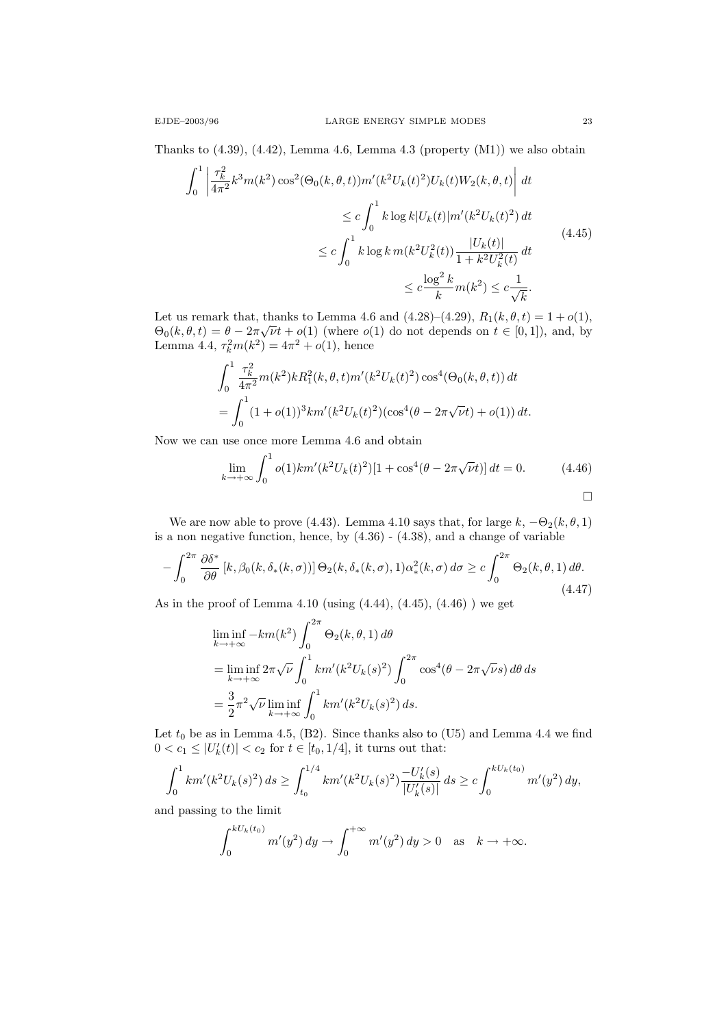Thanks to (4.39), (4.42), Lemma 4.6, Lemma 4.3 (property (M1)) we also obtain

$$
\begin{aligned}
\int_0^1 \left| \frac{\tau_k^2}{4\pi^2} k^3 m(k^2) \cos^2(\Theta_0(k,\theta,t)) m'(k^2 U_k(t)^2) U_k(t) W_2(k,\theta,t) \right| dt \\
\le c \int_0^1 k \log k |U_k(t)| m'(k^2 U_k(t)^2)\, dt \\
\le c \int_0^1 k \log k\, m(k^2 U_k^2(t)) \frac{|U_k(t)|}{1+k^2 U_k^2(t)}\, dt \\
\le c \frac{\log^2 k}{k} m(k^2) \le c \frac{1}{\sqrt{k}}.
\end{aligned}
\tag{4.45}
$$

Let us remark that, thanks to Lemma 4.6 and (4.28)–(4.29), $R_1(k,\theta,t) = 1 + o(1)$, $\Theta_0(k,\theta,t) = \theta - 2\pi\sqrt{\nu} t + o(1)$ (where $o(1)$ do not depends on $t \in [0,1]$), and, by Lemma 4.4, $\tau_k^2 m(k^2) = 4\pi^2 + o(1)$, hence

$$
\begin{aligned}
&\int_0^1 \frac{\tau_k^2}{4\pi^2} m(k^2) k R_1^2(k,\theta,t) m'(k^2 U_k(t)^2) \cos^4(\Theta_0(k,\theta,t))\, dt \\
&= \int_0^1 (1+o(1))^3 k m'(k^2 U_k(t)^2)(\cos^4(\theta - 2\pi\sqrt{\nu} t) + o(1))\, dt.
\end{aligned}
$$

Now we can use once more Lemma 4.6 and obtain

$$
\lim_{k\to+\infty} \int_0^1 o(1) k m'(k^2 U_k(t)^2)[1 + \cos^4(\theta - 2\pi\sqrt{\nu} t)]\, dt = 0. \tag{4.46}
$$

□

We are now able to prove (4.43). Lemma 4.10 says that, for large $k$, $-\Theta_2(k,\theta,1)$ is a non negative function, hence, by (4.36) - (4.38), and a change of variable

$$
-\int_0^{2\pi} \frac{\partial \delta^*}{\partial \theta} [k, \beta_0(k, \delta_*(k,\sigma))]\, \Theta_2(k, \delta_*(k,\sigma), 1) \alpha_*^2(k,\sigma)\, d\sigma \ge c \int_0^{2\pi} \Theta_2(k,\theta,1)\, d\theta. \tag{4.47}
$$

As in the proof of Lemma 4.10 (using (4.44), (4.45), (4.46) ) we get

$$
\begin{aligned}
&\liminf_{k\to+\infty} -k m(k^2) \int_0^{2\pi} \Theta_2(k,\theta,1)\, d\theta \\
&= \liminf_{k\to+\infty} 2\pi\sqrt{\nu} \int_0^1 k m'(k^2 U_k(s)^2) \int_0^{2\pi} \cos^4(\theta - 2\pi\sqrt{\nu} s)\, d\theta\, ds \\
&= \frac{3}{2}\pi^2 \sqrt{\nu} \liminf_{k\to+\infty} \int_0^1 k m'(k^2 U_k(s)^2)\, ds.
\end{aligned}
$$

Let $t_0$ be as in Lemma 4.5, (B2). Since thanks also to (U5) and Lemma 4.4 we find $0 < c_1 \le |U_k'(t)| < c_2$ for $t \in [t_0, 1/4]$, it turns out that:

$$
\int_0^1 k m'(k^2 U_k(s)^2)\, ds \ge \int_{t_0}^{1/4} k m'(k^2 U_k(s)^2) \frac{-U_k'(s)}{|U_k'(s)|}\, ds \ge c \int_0^{k U_k(t_0)} m'(y^2)\, dy,
$$

and passing to the limit

$$
\int_0^{k U_k(t_0)} m'(y^2)\, dy \to \int_0^{+\infty} m'(y^2)\, dy > 0 \quad \text{as} \quad k \to +\infty.
$$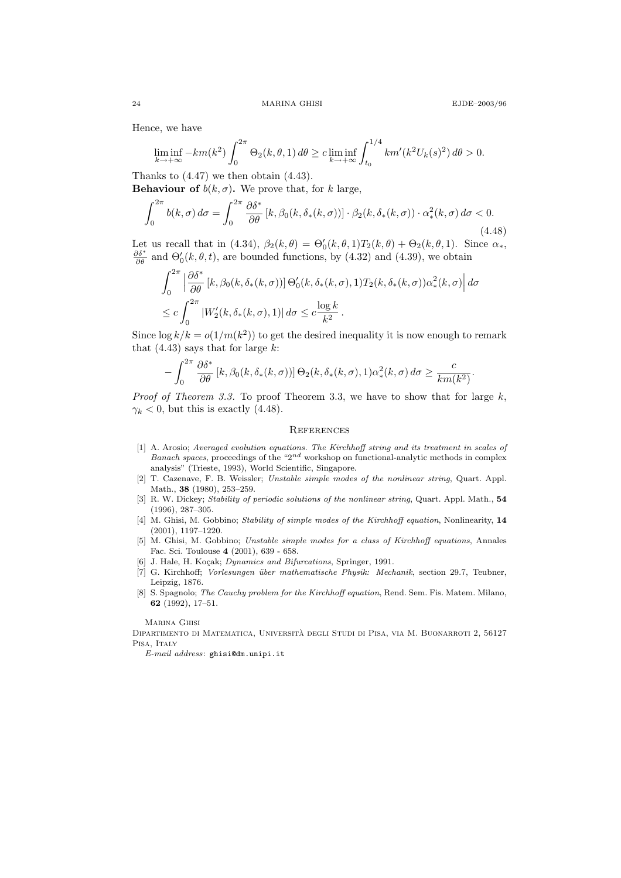Hence, we have

$$\liminf_{k\to+\infty} -km(k^2)\int_0^{2\pi}\Theta_2(k,\theta,1)\,d\theta \geq c\liminf_{k\to+\infty}\int_{t_0}^{1/4} km'(k^2U_k(s)^2)\,d\theta > 0.$$

Thanks to (4.47) we then obtain (4.43).

**Behaviour of $b(k,\sigma)$.** We prove that, for $k$ large,

$$\int_0^{2\pi} b(k,\sigma)\,d\sigma = \int_0^{2\pi}\frac{\partial\delta^*}{\partial\theta}\left[k,\beta_0(k,\delta_*(k,\sigma))\right]\cdot\beta_2(k,\delta_*(k,\sigma))\cdot\alpha_*^2(k,\sigma)\,d\sigma < 0. \tag{4.48}$$

Let us recall that in (4.34), $\beta_2(k,\theta) = \Theta_0'(k,\theta,1)T_2(k,\theta) + \Theta_2(k,\theta,1)$. Since $\alpha_*$, $\frac{\partial\delta^*}{\partial\theta}$ and $\Theta_0'(k,\theta,t)$, are bounded functions, by (4.32) and (4.39), we obtain

$$\begin{aligned}
&\int_0^{2\pi}\Big|\frac{\partial\delta^*}{\partial\theta}\left[k,\beta_0(k,\delta_*(k,\sigma))\right]\Theta_0'(k,\delta_*(k,\sigma),1)T_2(k,\delta_*(k,\sigma))\alpha_*^2(k,\sigma)\Big|\,d\sigma \\
&\leq c\int_0^{2\pi}|W_2'(k,\delta_*(k,\sigma),1)|\,d\sigma \leq c\frac{\log k}{k^2}\,.
\end{aligned}$$

Since $\log k/k = o(1/m(k^2))$ to get the desired inequality it is now enough to remark that (4.43) says that for large $k$:

$$-\int_0^{2\pi}\frac{\partial\delta^*}{\partial\theta}\left[k,\beta_0(k,\delta_*(k,\sigma))\right]\Theta_2(k,\delta_*(k,\sigma),1)\alpha_*^2(k,\sigma)\,d\sigma \geq \frac{c}{km(k^2)}.$$

*Proof of Theorem 3.3.* To proof Theorem 3.3, we have to show that for large $k$, $\gamma_k < 0$, but this is exactly (4.48).

## References

[1] A. Arosio; *Averaged evolution equations. The Kirchhoff string and its treatment in scales of Banach spaces*, proceedings of the "$2^{nd}$ workshop on functional-analytic methods in complex analysis" (Trieste, 1993), World Scientific, Singapore.

[2] T. Cazenave, F. B. Weissler; *Unstable simple modes of the nonlinear string*, Quart. Appl. Math., **38** (1980), 253–259.

[3] R. W. Dickey; *Stability of periodic solutions of the nonlinear string*, Quart. Appl. Math., **54** (1996), 287–305.

[4] M. Ghisi, M. Gobbino; *Stability of simple modes of the Kirchhoff equation*, Nonlinearity, **14** (2001), 1197–1220.

[5] M. Ghisi, M. Gobbino; *Unstable simple modes for a class of Kirchhoff equations*, Annales Fac. Sci. Toulouse **4** (2001), 639 - 658.

[6] J. Hale, H. Koçak; *Dynamics and Bifurcations*, Springer, 1991.

[7] G. Kirchhoff; *Vorlesungen über mathematische Physik: Mechanik*, section 29.7, Teubner, Leipzig, 1876.

[8] S. Spagnolo; *The Cauchy problem for the Kirchhoff equation*, Rend. Sem. Fis. Matem. Milano, **62** (1992), 17–51.

Marina Ghisi

Dipartimento di Matematica, Università degli Studi di Pisa, via M. Buonarroti 2, 56127 Pisa, Italy

*E-mail address*: ghisi@dm.unipi.it